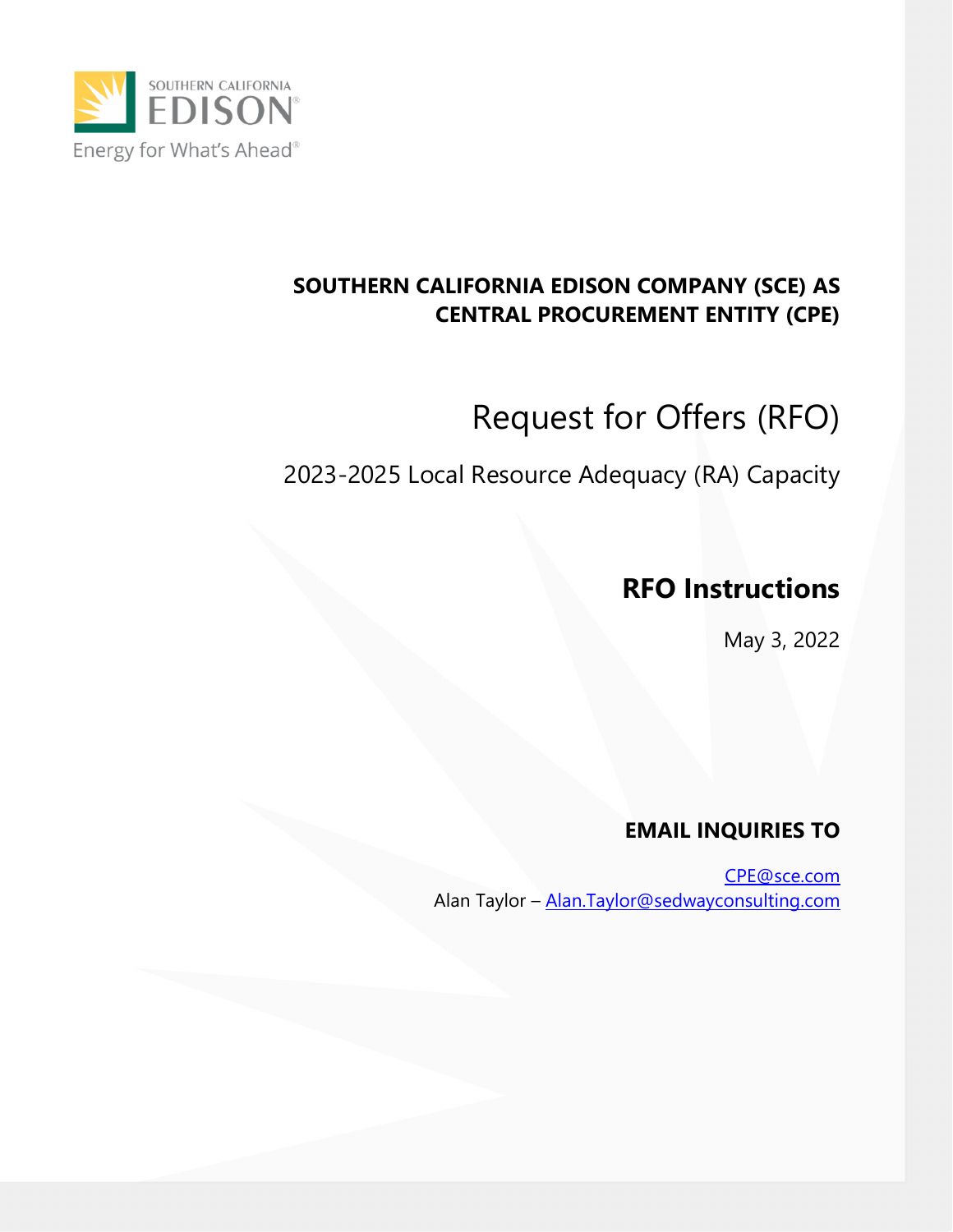SOUTHERN CALIFORNIA EDISON

Energy for What's Ahead®

**SOUTHERN CALIFORNIA EDISON COMPANY (SCE) AS CENTRAL PROCUREMENT ENTITY (CPE)**

# Request for Offers (RFO)

## 2023-2025 Local Resource Adequacy (RA) Capacity

## RFO Instructions

May 3, 2022

**EMAIL INQUIRIES TO**

CPE@sce.com

Alan Taylor – Alan.Taylor@sedwayconsulting.com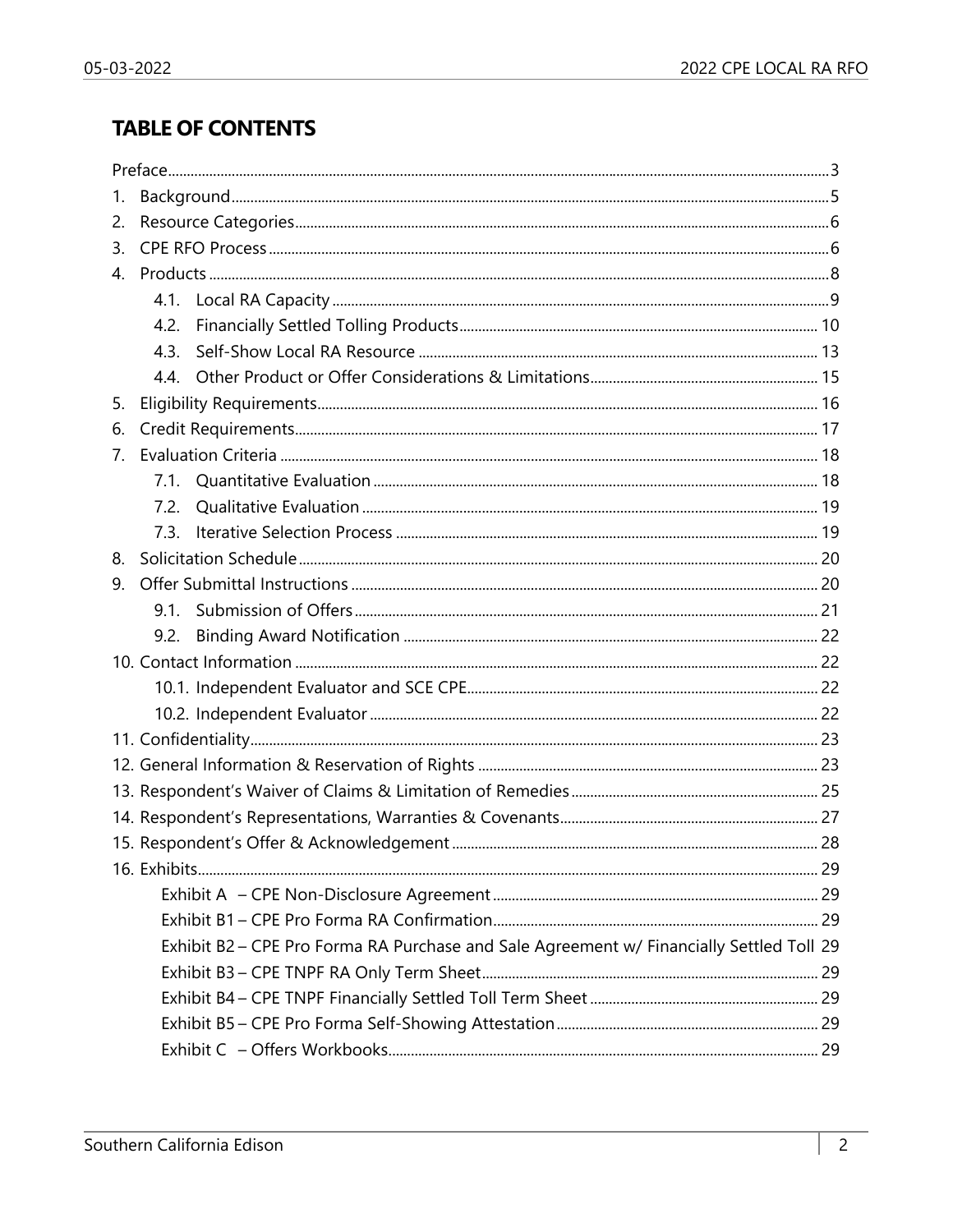## TABLE OF CONTENTS

Preface ... 3

1. Background ... 5
2. Resource Categories ... 6
3. CPE RFO Process ... 6
4. Products ... 8
   - 4.1. Local RA Capacity ... 9
   - 4.2. Financially Settled Tolling Products ... 10
   - 4.3. Self-Show Local RA Resource ... 13
   - 4.4. Other Product or Offer Considerations & Limitations ... 15
5. Eligibility Requirements ... 16
6. Credit Requirements ... 17
7. Evaluation Criteria ... 18
   - 7.1. Quantitative Evaluation ... 18
   - 7.2. Qualitative Evaluation ... 19
   - 7.3. Iterative Selection Process ... 19
8. Solicitation Schedule ... 20
9. Offer Submittal Instructions ... 20
   - 9.1. Submission of Offers ... 21
   - 9.2. Binding Award Notification ... 22
10. Contact Information ... 22
    - 10.1. Independent Evaluator and SCE CPE ... 22
    - 10.2. Independent Evaluator ... 22
11. Confidentiality ... 23
12. General Information & Reservation of Rights ... 23
13. Respondent's Waiver of Claims & Limitation of Remedies ... 25
14. Respondent's Representations, Warranties & Covenants ... 27
15. Respondent's Offer & Acknowledgement ... 28
16. Exhibits ... 29
    - Exhibit A – CPE Non-Disclosure Agreement ... 29
    - Exhibit B1 – CPE Pro Forma RA Confirmation ... 29
    - Exhibit B2 – CPE Pro Forma RA Purchase and Sale Agreement w/ Financially Settled Toll 29
    - Exhibit B3 – CPE TNPF RA Only Term Sheet ... 29
    - Exhibit B4 – CPE TNPF Financially Settled Toll Term Sheet ... 29
    - Exhibit B5 – CPE Pro Forma Self-Showing Attestation ... 29
    - Exhibit C – Offers Workbooks ... 29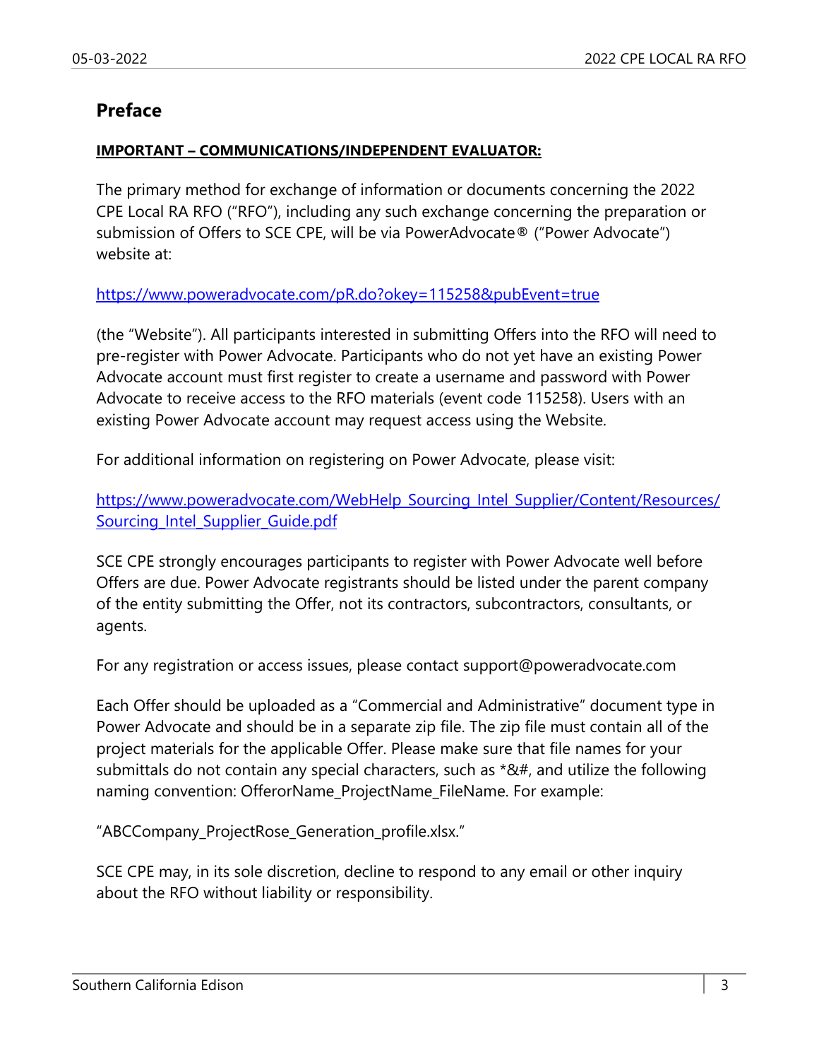## Preface

**IMPORTANT – COMMUNICATIONS/INDEPENDENT EVALUATOR:**

The primary method for exchange of information or documents concerning the 2022 CPE Local RA RFO ("RFO"), including any such exchange concerning the preparation or submission of Offers to SCE CPE, will be via PowerAdvocate® ("Power Advocate") website at:

https://www.poweradvocate.com/pR.do?okey=115258&pubEvent=true

(the "Website"). All participants interested in submitting Offers into the RFO will need to pre-register with Power Advocate. Participants who do not yet have an existing Power Advocate account must first register to create a username and password with Power Advocate to receive access to the RFO materials (event code 115258). Users with an existing Power Advocate account may request access using the Website.

For additional information on registering on Power Advocate, please visit:

https://www.poweradvocate.com/WebHelp_Sourcing_Intel_Supplier/Content/Resources/Sourcing_Intel_Supplier_Guide.pdf

SCE CPE strongly encourages participants to register with Power Advocate well before Offers are due. Power Advocate registrants should be listed under the parent company of the entity submitting the Offer, not its contractors, subcontractors, consultants, or agents.

For any registration or access issues, please contact support@poweradvocate.com

Each Offer should be uploaded as a "Commercial and Administrative" document type in Power Advocate and should be in a separate zip file. The zip file must contain all of the project materials for the applicable Offer. Please make sure that file names for your submittals do not contain any special characters, such as *&#, and utilize the following naming convention: OfferorName_ProjectName_FileName. For example:

"ABCCompany_ProjectRose_Generation_profile.xlsx."

SCE CPE may, in its sole discretion, decline to respond to any email or other inquiry about the RFO without liability or responsibility.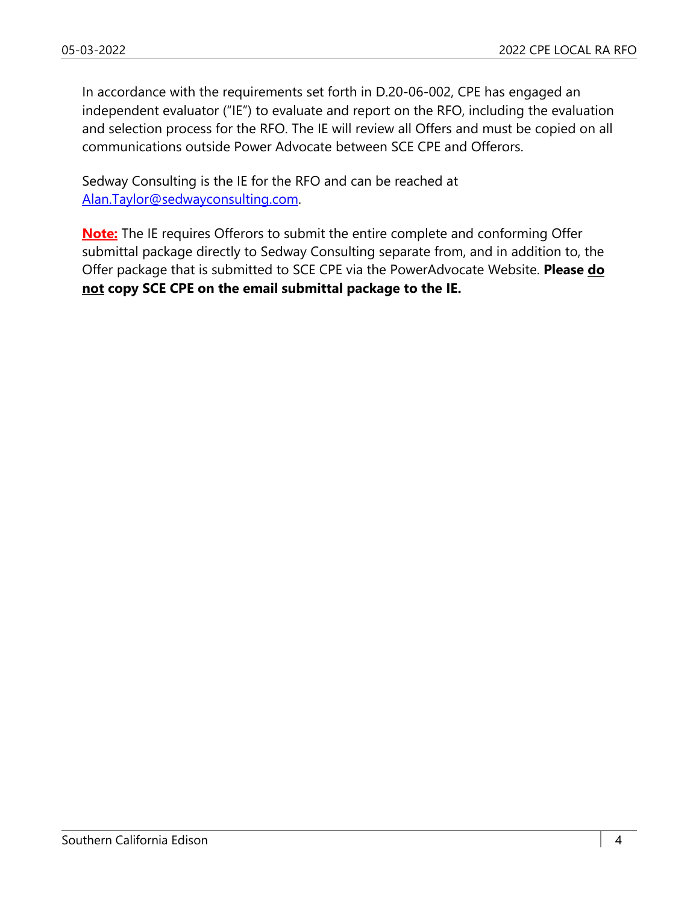In accordance with the requirements set forth in D.20-06-002, CPE has engaged an independent evaluator ("IE") to evaluate and report on the RFO, including the evaluation and selection process for the RFO. The IE will review all Offers and must be copied on all communications outside Power Advocate between SCE CPE and Offerors.

Sedway Consulting is the IE for the RFO and can be reached at [Alan.Taylor@sedwayconsulting.com](mailto:Alan.Taylor@sedwayconsulting.com).

**Note:** The IE requires Offerors to submit the entire complete and conforming Offer submittal package directly to Sedway Consulting separate from, and in addition to, the Offer package that is submitted to SCE CPE via the PowerAdvocate Website. **Please do not copy SCE CPE on the email submittal package to the IE.**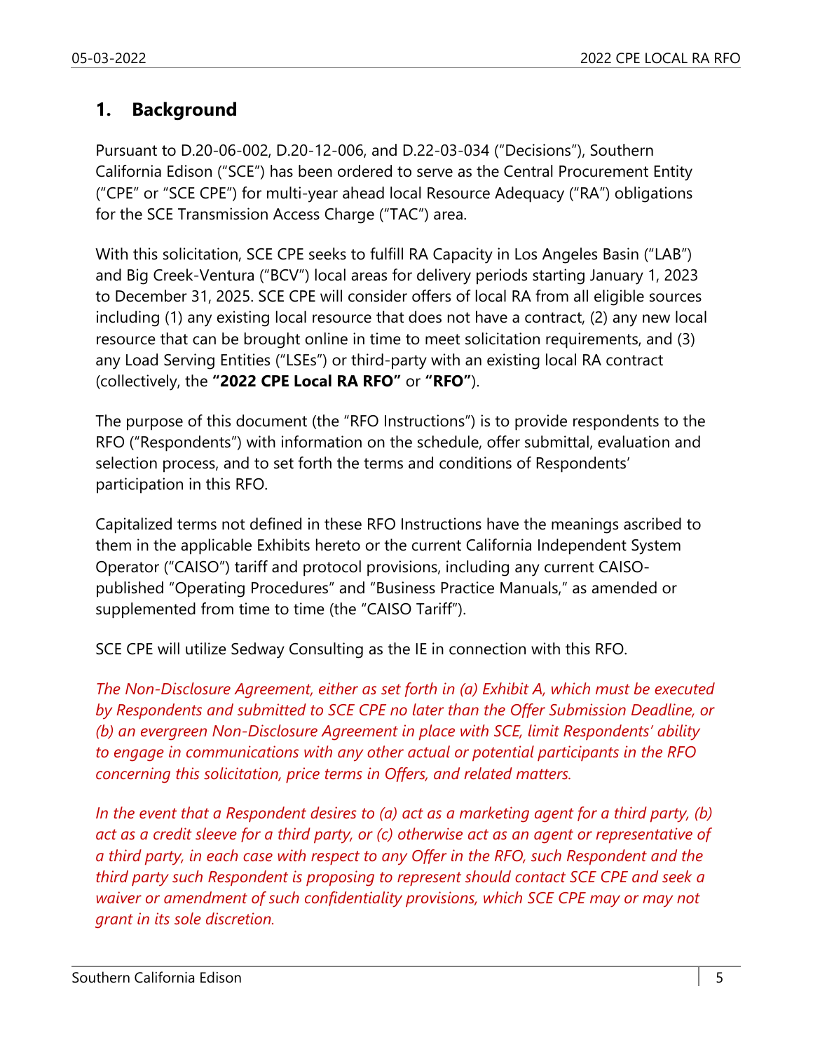## 1. Background

Pursuant to D.20-06-002, D.20-12-006, and D.22-03-034 ("Decisions"), Southern California Edison ("SCE") has been ordered to serve as the Central Procurement Entity ("CPE" or "SCE CPE") for multi-year ahead local Resource Adequacy ("RA") obligations for the SCE Transmission Access Charge ("TAC") area.

With this solicitation, SCE CPE seeks to fulfill RA Capacity in Los Angeles Basin ("LAB") and Big Creek-Ventura ("BCV") local areas for delivery periods starting January 1, 2023 to December 31, 2025. SCE CPE will consider offers of local RA from all eligible sources including (1) any existing local resource that does not have a contract, (2) any new local resource that can be brought online in time to meet solicitation requirements, and (3) any Load Serving Entities ("LSEs") or third-party with an existing local RA contract (collectively, the **"2022 CPE Local RA RFO"** or **"RFO"**).

The purpose of this document (the "RFO Instructions") is to provide respondents to the RFO ("Respondents") with information on the schedule, offer submittal, evaluation and selection process, and to set forth the terms and conditions of Respondents' participation in this RFO.

Capitalized terms not defined in these RFO Instructions have the meanings ascribed to them in the applicable Exhibits hereto or the current California Independent System Operator ("CAISO") tariff and protocol provisions, including any current CAISO-published "Operating Procedures" and "Business Practice Manuals," as amended or supplemented from time to time (the "CAISO Tariff").

SCE CPE will utilize Sedway Consulting as the IE in connection with this RFO.

*The Non-Disclosure Agreement, either as set forth in (a) Exhibit A, which must be executed by Respondents and submitted to SCE CPE no later than the Offer Submission Deadline, or (b) an evergreen Non-Disclosure Agreement in place with SCE, limit Respondents' ability to engage in communications with any other actual or potential participants in the RFO concerning this solicitation, price terms in Offers, and related matters.*

*In the event that a Respondent desires to (a) act as a marketing agent for a third party, (b) act as a credit sleeve for a third party, or (c) otherwise act as an agent or representative of a third party, in each case with respect to any Offer in the RFO, such Respondent and the third party such Respondent is proposing to represent should contact SCE CPE and seek a waiver or amendment of such confidentiality provisions, which SCE CPE may or may not grant in its sole discretion.*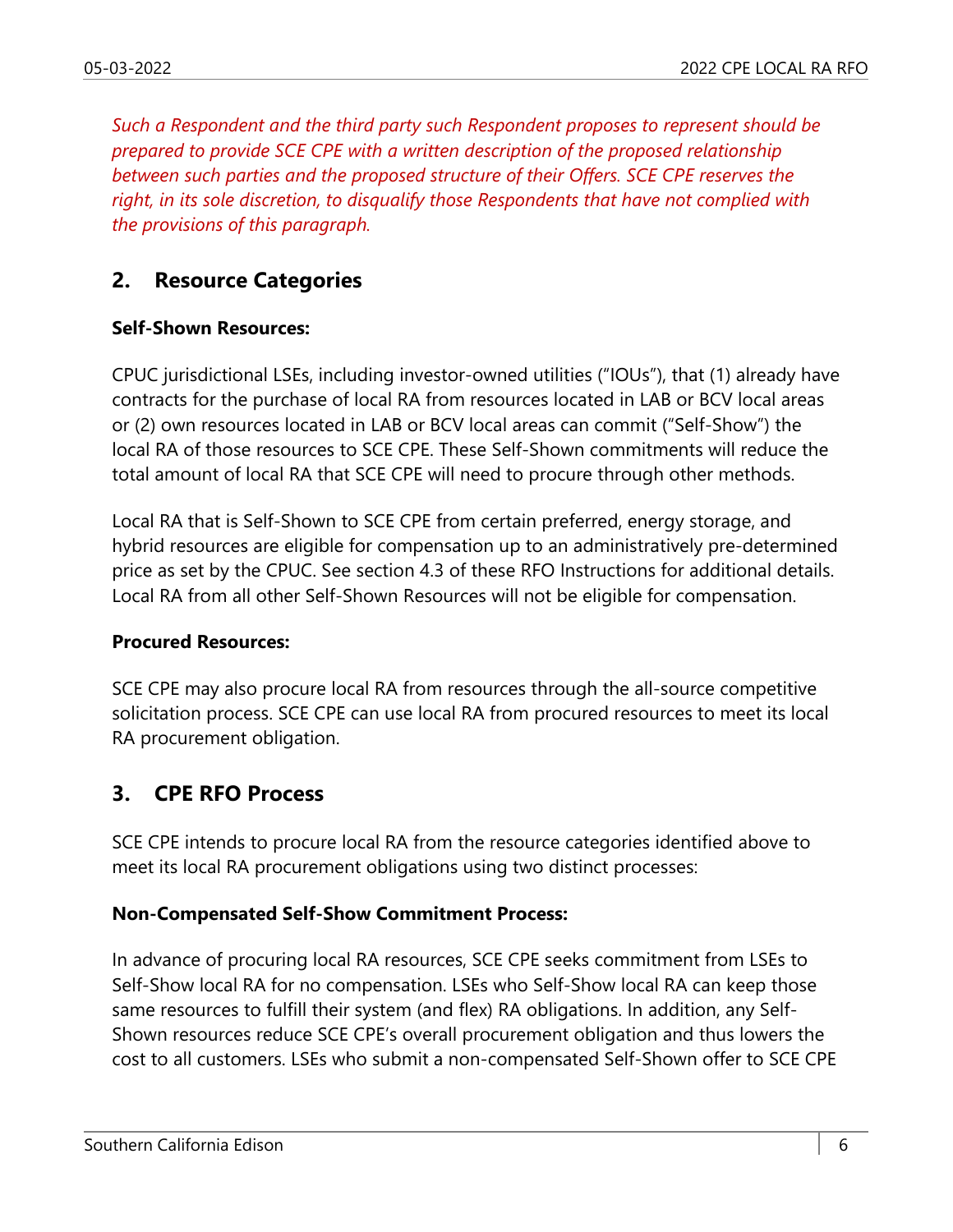*Such a Respondent and the third party such Respondent proposes to represent should be prepared to provide SCE CPE with a written description of the proposed relationship between such parties and the proposed structure of their Offers. SCE CPE reserves the right, in its sole discretion, to disqualify those Respondents that have not complied with the provisions of this paragraph.*

## 2. Resource Categories

**Self-Shown Resources:**

CPUC jurisdictional LSEs, including investor-owned utilities ("IOUs"), that (1) already have contracts for the purchase of local RA from resources located in LAB or BCV local areas or (2) own resources located in LAB or BCV local areas can commit ("Self-Show") the local RA of those resources to SCE CPE. These Self-Shown commitments will reduce the total amount of local RA that SCE CPE will need to procure through other methods.

Local RA that is Self-Shown to SCE CPE from certain preferred, energy storage, and hybrid resources are eligible for compensation up to an administratively pre-determined price as set by the CPUC. See section 4.3 of these RFO Instructions for additional details. Local RA from all other Self-Shown Resources will not be eligible for compensation.

**Procured Resources:**

SCE CPE may also procure local RA from resources through the all-source competitive solicitation process. SCE CPE can use local RA from procured resources to meet its local RA procurement obligation.

## 3. CPE RFO Process

SCE CPE intends to procure local RA from the resource categories identified above to meet its local RA procurement obligations using two distinct processes:

**Non-Compensated Self-Show Commitment Process:**

In advance of procuring local RA resources, SCE CPE seeks commitment from LSEs to Self-Show local RA for no compensation. LSEs who Self-Show local RA can keep those same resources to fulfill their system (and flex) RA obligations. In addition, any Self-Shown resources reduce SCE CPE's overall procurement obligation and thus lowers the cost to all customers. LSEs who submit a non-compensated Self-Shown offer to SCE CPE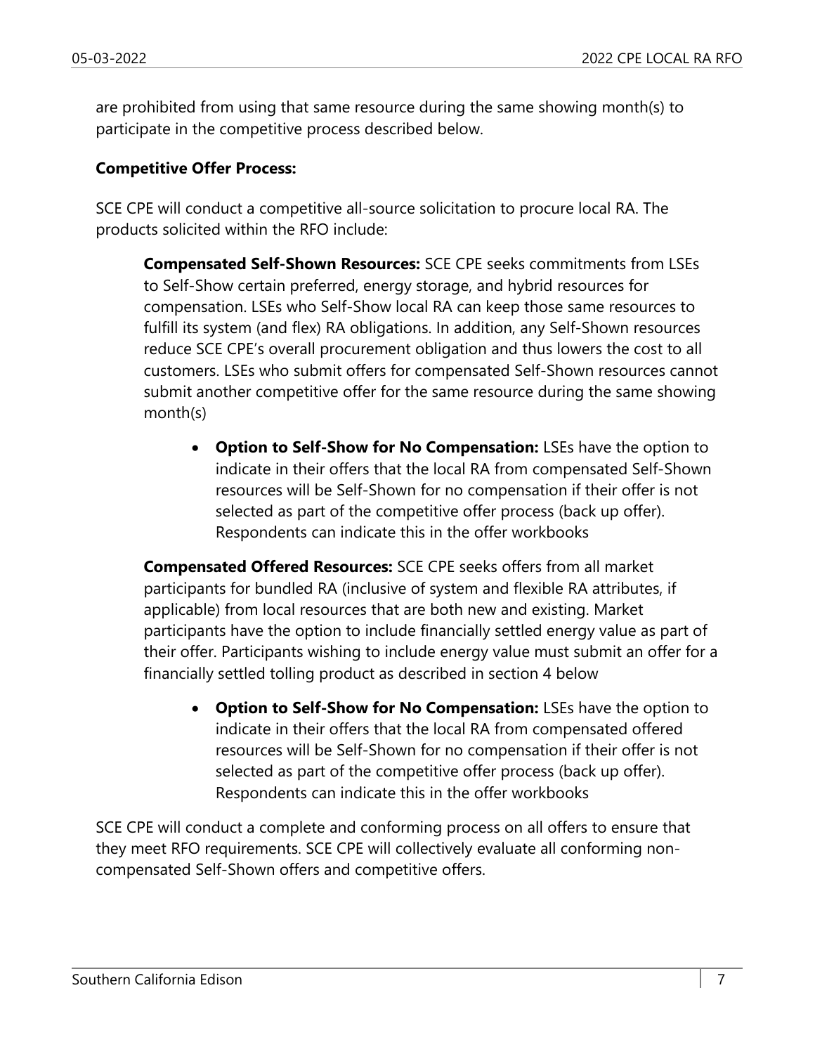are prohibited from using that same resource during the same showing month(s) to participate in the competitive process described below.

**Competitive Offer Process:**

SCE CPE will conduct a competitive all-source solicitation to procure local RA. The products solicited within the RFO include:

> **Compensated Self-Shown Resources:** SCE CPE seeks commitments from LSEs to Self-Show certain preferred, energy storage, and hybrid resources for compensation. LSEs who Self-Show local RA can keep those same resources to fulfill its system (and flex) RA obligations. In addition, any Self-Shown resources reduce SCE CPE's overall procurement obligation and thus lowers the cost to all customers. LSEs who submit offers for compensated Self-Shown resources cannot submit another competitive offer for the same resource during the same showing month(s)
>
> - **Option to Self-Show for No Compensation:** LSEs have the option to indicate in their offers that the local RA from compensated Self-Shown resources will be Self-Shown for no compensation if their offer is not selected as part of the competitive offer process (back up offer). Respondents can indicate this in the offer workbooks
>
> **Compensated Offered Resources:** SCE CPE seeks offers from all market participants for bundled RA (inclusive of system and flexible RA attributes, if applicable) from local resources that are both new and existing. Market participants have the option to include financially settled energy value as part of their offer. Participants wishing to include energy value must submit an offer for a financially settled tolling product as described in section 4 below
>
> - **Option to Self-Show for No Compensation:** LSEs have the option to indicate in their offers that the local RA from compensated offered resources will be Self-Shown for no compensation if their offer is not selected as part of the competitive offer process (back up offer). Respondents can indicate this in the offer workbooks

SCE CPE will conduct a complete and conforming process on all offers to ensure that they meet RFO requirements. SCE CPE will collectively evaluate all conforming non-compensated Self-Shown offers and competitive offers.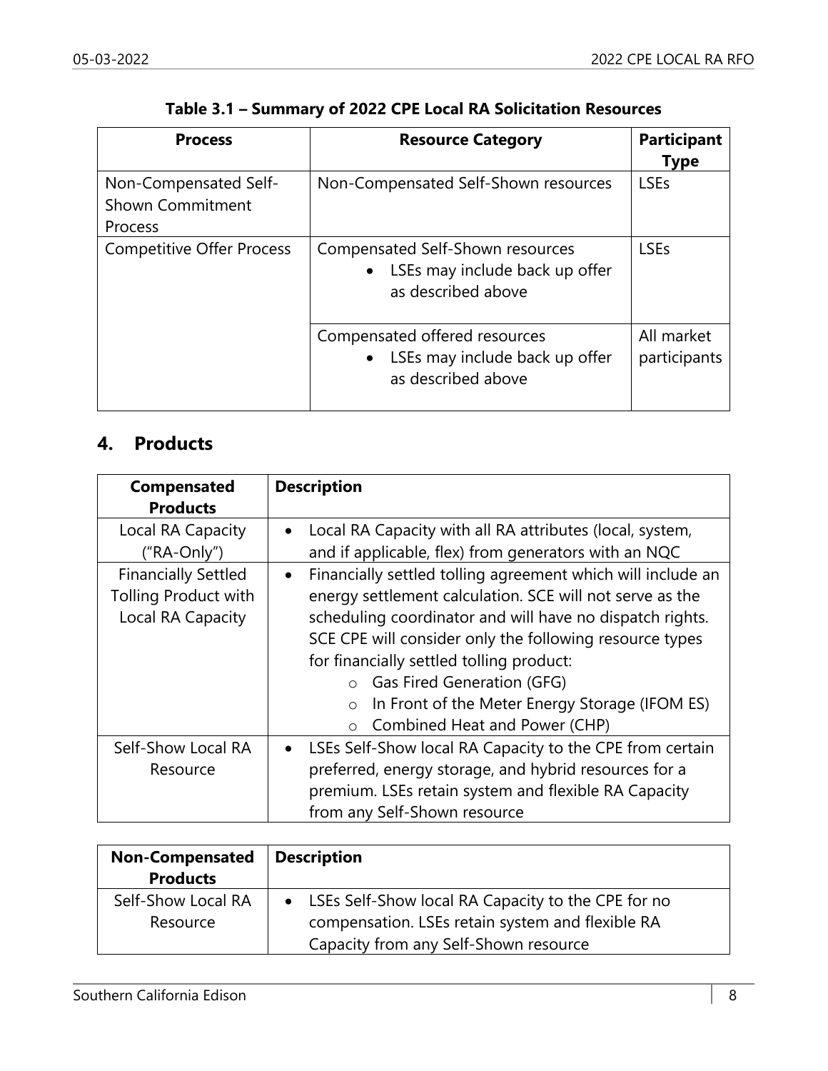**Table 3.1 – Summary of 2022 CPE Local RA Solicitation Resources**

| Process | Resource Category | Participant Type |
|---|---|---|
| Non-Compensated Self-Shown Commitment Process | Non-Compensated Self-Shown resources | LSEs |
| Competitive Offer Process | Compensated Self-Shown resources<br>• LSEs may include back up offer as described above | LSEs |
| | Compensated offered resources<br>• LSEs may include back up offer as described above | All market participants |

## 4. Products

| Compensated Products | Description |
|---|---|
| Local RA Capacity ("RA-Only") | • Local RA Capacity with all RA attributes (local, system, and if applicable, flex) from generators with an NQC |
| Financially Settled Tolling Product with Local RA Capacity | • Financially settled tolling agreement which will include an energy settlement calculation. SCE will not serve as the scheduling coordinator and will have no dispatch rights. SCE CPE will consider only the following resource types for financially settled tolling product:<br>○ Gas Fired Generation (GFG)<br>○ In Front of the Meter Energy Storage (IFOM ES)<br>○ Combined Heat and Power (CHP) |
| Self-Show Local RA Resource | • LSEs Self-Show local RA Capacity to the CPE from certain preferred, energy storage, and hybrid resources for a premium. LSEs retain system and flexible RA Capacity from any Self-Shown resource |

| Non-Compensated Products | Description |
|---|---|
| Self-Show Local RA Resource | • LSEs Self-Show local RA Capacity to the CPE for no compensation. LSEs retain system and flexible RA Capacity from any Self-Shown resource |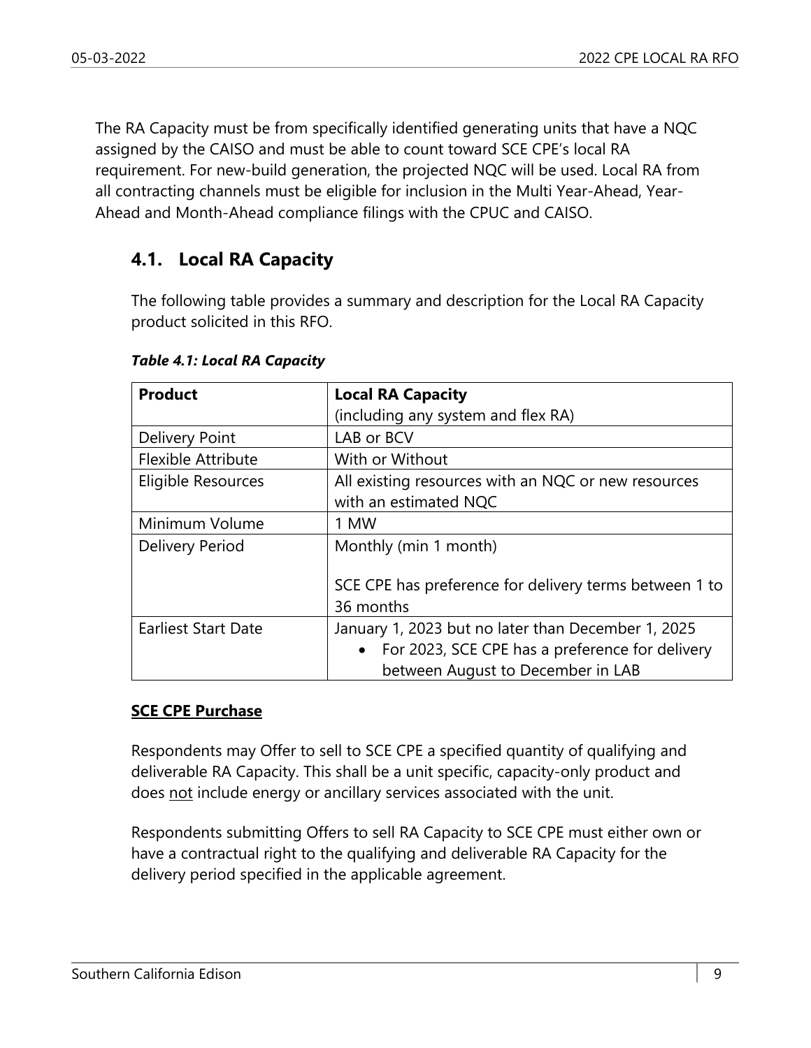The RA Capacity must be from specifically identified generating units that have a NQC assigned by the CAISO and must be able to count toward SCE CPE's local RA requirement. For new-build generation, the projected NQC will be used. Local RA from all contracting channels must be eligible for inclusion in the Multi Year-Ahead, Year-Ahead and Month-Ahead compliance filings with the CPUC and CAISO.

## 4.1. Local RA Capacity

The following table provides a summary and description for the Local RA Capacity product solicited in this RFO.

***Table 4.1: Local RA Capacity***

| **Product** | **Local RA Capacity**<br>(including any system and flex RA) |
|---|---|
| Delivery Point | LAB or BCV |
| Flexible Attribute | With or Without |
| Eligible Resources | All existing resources with an NQC or new resources with an estimated NQC |
| Minimum Volume | 1 MW |
| Delivery Period | Monthly (min 1 month)<br><br>SCE CPE has preference for delivery terms between 1 to 36 months |
| Earliest Start Date | January 1, 2023 but no later than December 1, 2025<br>• For 2023, SCE CPE has a preference for delivery between August to December in LAB |

**SCE CPE Purchase**

Respondents may Offer to sell to SCE CPE a specified quantity of qualifying and deliverable RA Capacity. This shall be a unit specific, capacity-only product and does not include energy or ancillary services associated with the unit.

Respondents submitting Offers to sell RA Capacity to SCE CPE must either own or have a contractual right to the qualifying and deliverable RA Capacity for the delivery period specified in the applicable agreement.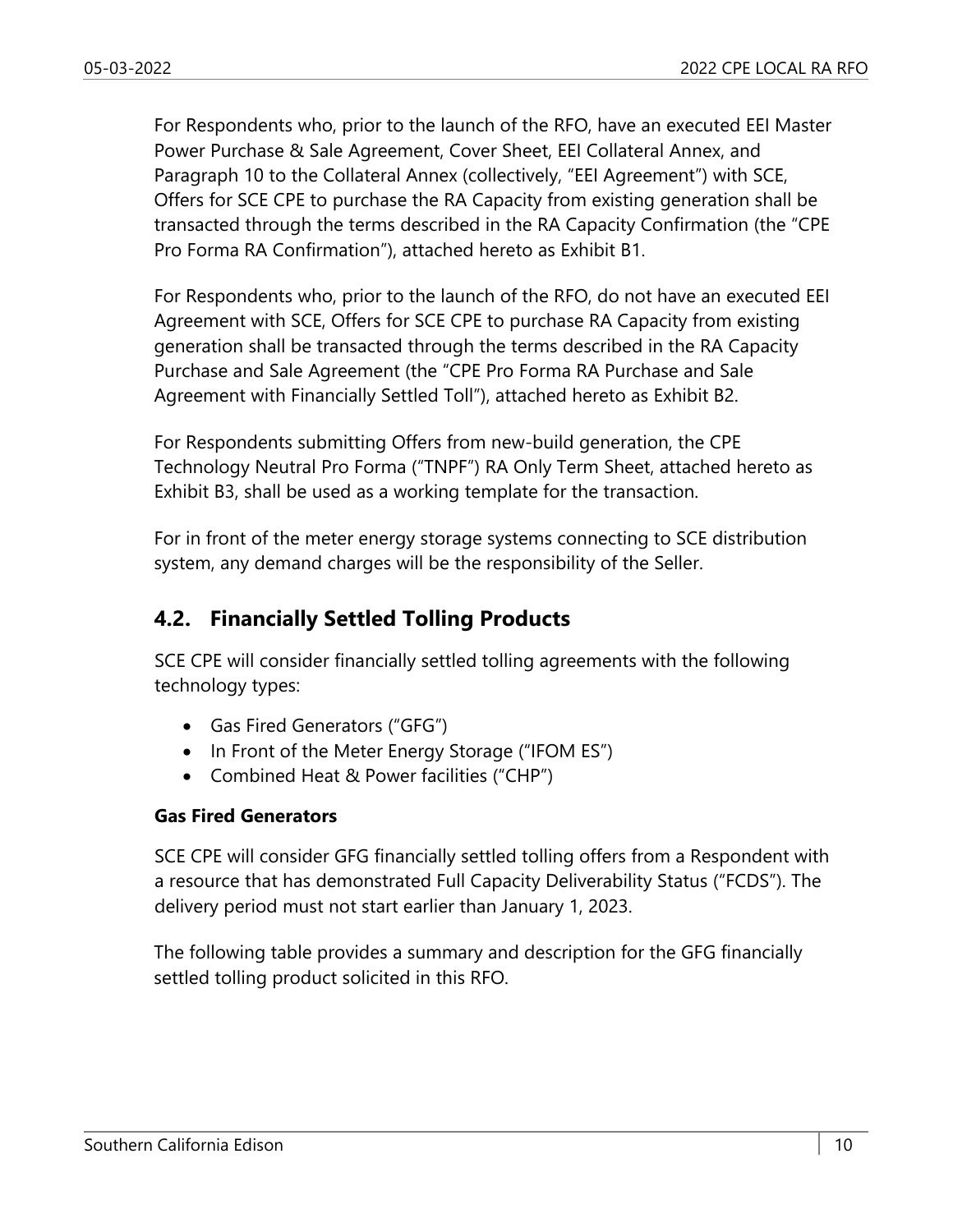For Respondents who, prior to the launch of the RFO, have an executed EEI Master Power Purchase & Sale Agreement, Cover Sheet, EEI Collateral Annex, and Paragraph 10 to the Collateral Annex (collectively, "EEI Agreement") with SCE, Offers for SCE CPE to purchase the RA Capacity from existing generation shall be transacted through the terms described in the RA Capacity Confirmation (the "CPE Pro Forma RA Confirmation"), attached hereto as Exhibit B1.

For Respondents who, prior to the launch of the RFO, do not have an executed EEI Agreement with SCE, Offers for SCE CPE to purchase RA Capacity from existing generation shall be transacted through the terms described in the RA Capacity Purchase and Sale Agreement (the "CPE Pro Forma RA Purchase and Sale Agreement with Financially Settled Toll"), attached hereto as Exhibit B2.

For Respondents submitting Offers from new-build generation, the CPE Technology Neutral Pro Forma ("TNPF") RA Only Term Sheet, attached hereto as Exhibit B3, shall be used as a working template for the transaction.

For in front of the meter energy storage systems connecting to SCE distribution system, any demand charges will be the responsibility of the Seller.

## 4.2. Financially Settled Tolling Products

SCE CPE will consider financially settled tolling agreements with the following technology types:

- Gas Fired Generators ("GFG")
- In Front of the Meter Energy Storage ("IFOM ES")
- Combined Heat & Power facilities ("CHP")

**Gas Fired Generators**

SCE CPE will consider GFG financially settled tolling offers from a Respondent with a resource that has demonstrated Full Capacity Deliverability Status ("FCDS"). The delivery period must not start earlier than January 1, 2023.

The following table provides a summary and description for the GFG financially settled tolling product solicited in this RFO.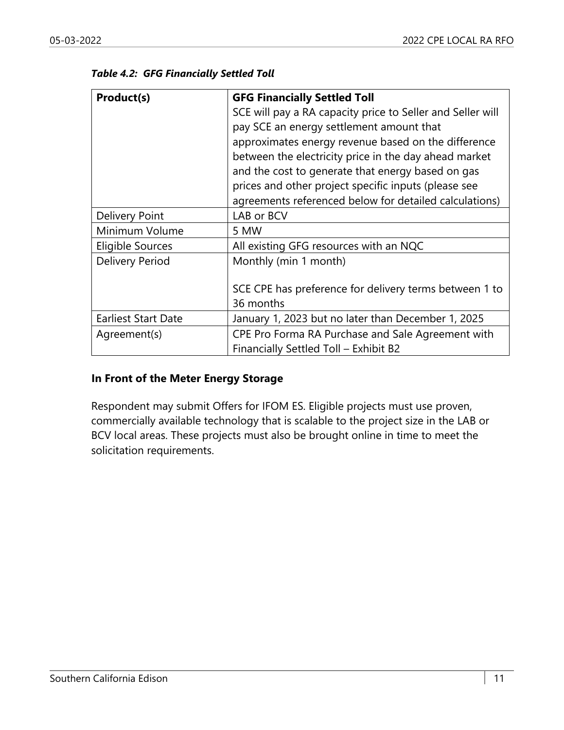***Table 4.2: GFG Financially Settled Toll***

| **Product(s)** | **GFG Financially Settled Toll**<br>SCE will pay a RA capacity price to Seller and Seller will pay SCE an energy settlement amount that approximates energy revenue based on the difference between the electricity price in the day ahead market and the cost to generate that energy based on gas prices and other project specific inputs (please see agreements referenced below for detailed calculations) |
|---|---|
| Delivery Point | LAB or BCV |
| Minimum Volume | 5 MW |
| Eligible Sources | All existing GFG resources with an NQC |
| Delivery Period | Monthly (min 1 month)<br><br>SCE CPE has preference for delivery terms between 1 to 36 months |
| Earliest Start Date | January 1, 2023 but no later than December 1, 2025 |
| Agreement(s) | CPE Pro Forma RA Purchase and Sale Agreement with Financially Settled Toll – Exhibit B2 |

### In Front of the Meter Energy Storage

Respondent may submit Offers for IFOM ES. Eligible projects must use proven, commercially available technology that is scalable to the project size in the LAB or BCV local areas. These projects must also be brought online in time to meet the solicitation requirements.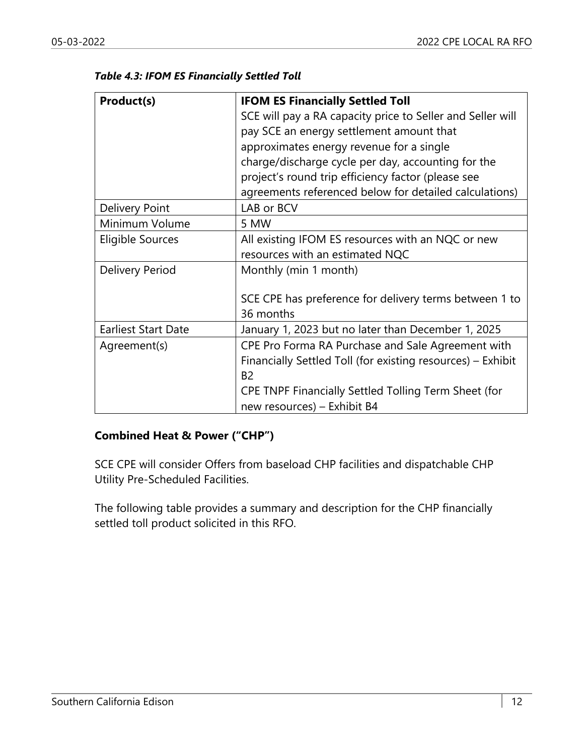***Table 4.3: IFOM ES Financially Settled Toll***

| **Product(s)** | **IFOM ES Financially Settled Toll** SCE will pay a RA capacity price to Seller and Seller will pay SCE an energy settlement amount that approximates energy revenue for a single charge/discharge cycle per day, accounting for the project's round trip efficiency factor (please see agreements referenced below for detailed calculations) |
|---|---|
| Delivery Point | LAB or BCV |
| Minimum Volume | 5 MW |
| Eligible Sources | All existing IFOM ES resources with an NQC or new resources with an estimated NQC |
| Delivery Period | Monthly (min 1 month)<br><br>SCE CPE has preference for delivery terms between 1 to 36 months |
| Earliest Start Date | January 1, 2023 but no later than December 1, 2025 |
| Agreement(s) | CPE Pro Forma RA Purchase and Sale Agreement with Financially Settled Toll (for existing resources) – Exhibit B2<br>CPE TNPF Financially Settled Tolling Term Sheet (for new resources) – Exhibit B4 |

**Combined Heat & Power ("CHP")**

SCE CPE will consider Offers from baseload CHP facilities and dispatchable CHP Utility Pre-Scheduled Facilities.

The following table provides a summary and description for the CHP financially settled toll product solicited in this RFO.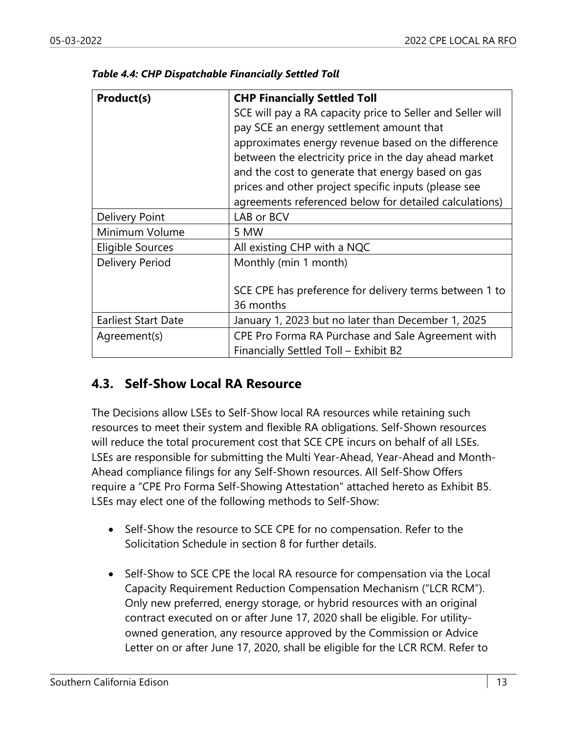*Table 4.4: CHP Dispatchable Financially Settled Toll*

| Product(s) | CHP Financially Settled Toll<br>SCE will pay a RA capacity price to Seller and Seller will pay SCE an energy settlement amount that approximates energy revenue based on the difference between the electricity price in the day ahead market and the cost to generate that energy based on gas prices and other project specific inputs (please see agreements referenced below for detailed calculations) |
|---|---|
| Delivery Point | LAB or BCV |
| Minimum Volume | 5 MW |
| Eligible Sources | All existing CHP with a NQC |
| Delivery Period | Monthly (min 1 month)<br><br>SCE CPE has preference for delivery terms between 1 to 36 months |
| Earliest Start Date | January 1, 2023 but no later than December 1, 2025 |
| Agreement(s) | CPE Pro Forma RA Purchase and Sale Agreement with Financially Settled Toll – Exhibit B2 |

## 4.3. Self-Show Local RA Resource

The Decisions allow LSEs to Self-Show local RA resources while retaining such resources to meet their system and flexible RA obligations. Self-Shown resources will reduce the total procurement cost that SCE CPE incurs on behalf of all LSEs. LSEs are responsible for submitting the Multi Year-Ahead, Year-Ahead and Month-Ahead compliance filings for any Self-Shown resources. All Self-Show Offers require a "CPE Pro Forma Self-Showing Attestation" attached hereto as Exhibit B5. LSEs may elect one of the following methods to Self-Show:

- Self-Show the resource to SCE CPE for no compensation. Refer to the Solicitation Schedule in section 8 for further details.
- Self-Show to SCE CPE the local RA resource for compensation via the Local Capacity Requirement Reduction Compensation Mechanism ("LCR RCM"). Only new preferred, energy storage, or hybrid resources with an original contract executed on or after June 17, 2020 shall be eligible. For utility-owned generation, any resource approved by the Commission or Advice Letter on or after June 17, 2020, shall be eligible for the LCR RCM. Refer to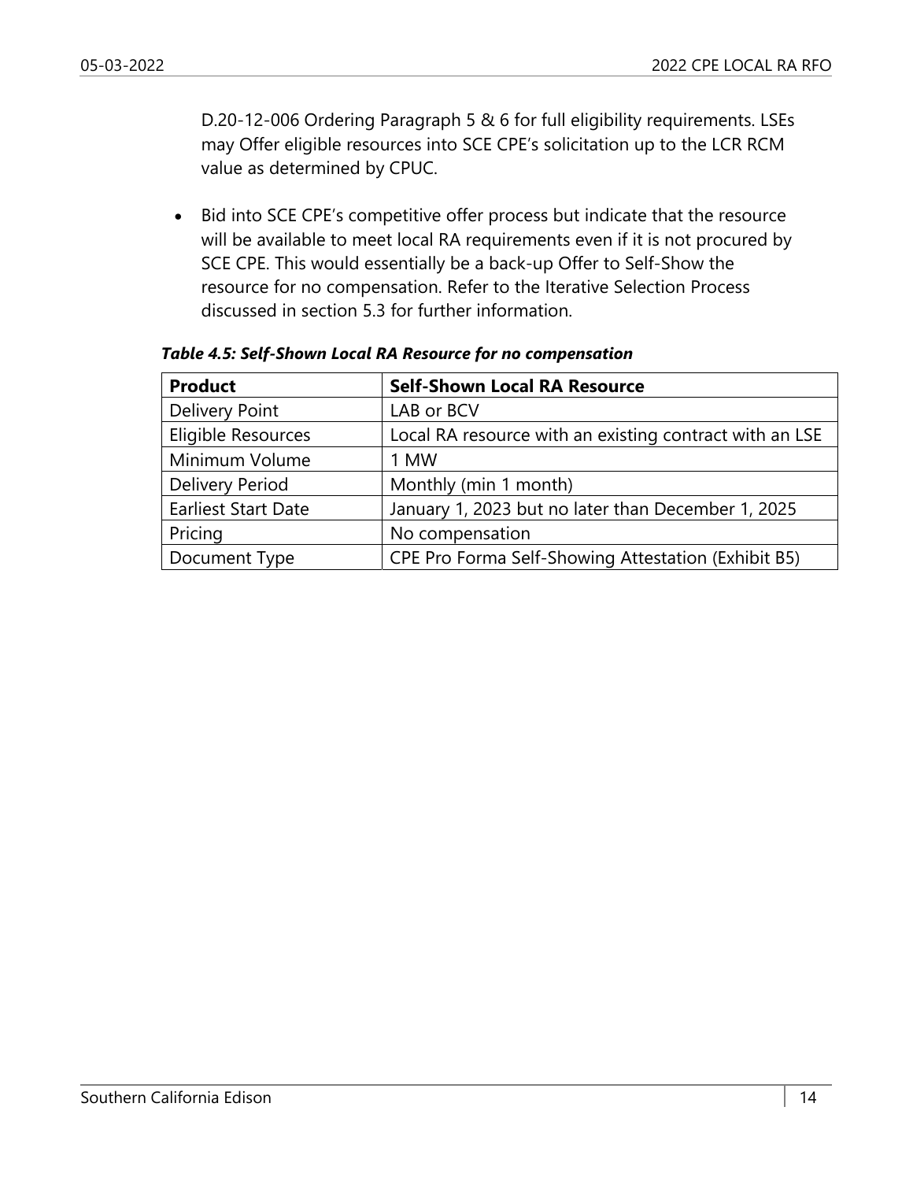D.20-12-006 Ordering Paragraph 5 & 6 for full eligibility requirements. LSEs may Offer eligible resources into SCE CPE's solicitation up to the LCR RCM value as determined by CPUC.

- Bid into SCE CPE's competitive offer process but indicate that the resource will be available to meet local RA requirements even if it is not procured by SCE CPE. This would essentially be a back-up Offer to Self-Show the resource for no compensation. Refer to the Iterative Selection Process discussed in section 5.3 for further information.

***Table 4.5: Self-Shown Local RA Resource for no compensation***

| **Product** | **Self-Shown Local RA Resource** |
|---|---|
| Delivery Point | LAB or BCV |
| Eligible Resources | Local RA resource with an existing contract with an LSE |
| Minimum Volume | 1 MW |
| Delivery Period | Monthly (min 1 month) |
| Earliest Start Date | January 1, 2023 but no later than December 1, 2025 |
| Pricing | No compensation |
| Document Type | CPE Pro Forma Self-Showing Attestation (Exhibit B5) |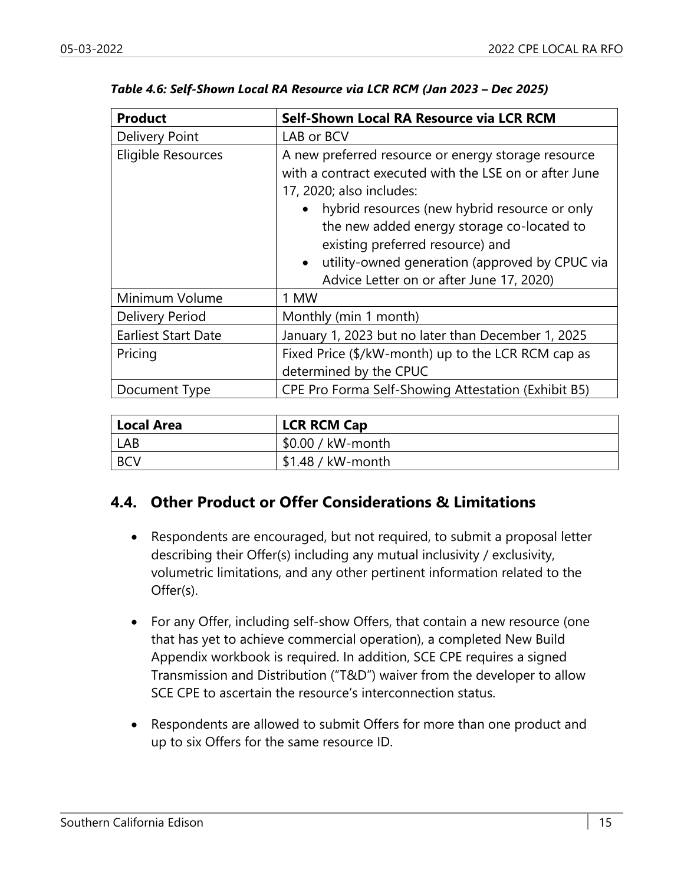*Table 4.6: Self-Shown Local RA Resource via LCR RCM (Jan 2023 – Dec 2025)*

| **Product** | **Self-Shown Local RA Resource via LCR RCM** |
|---|---|
| Delivery Point | LAB or BCV |
| Eligible Resources | A new preferred resource or energy storage resource with a contract executed with the LSE on or after June 17, 2020; also includes:<br>• hybrid resources (new hybrid resource or only the new added energy storage co-located to existing preferred resource) and<br>• utility-owned generation (approved by CPUC via Advice Letter on or after June 17, 2020) |
| Minimum Volume | 1 MW |
| Delivery Period | Monthly (min 1 month) |
| Earliest Start Date | January 1, 2023 but no later than December 1, 2025 |
| Pricing | Fixed Price ($/kW-month) up to the LCR RCM cap as determined by the CPUC |
| Document Type | CPE Pro Forma Self-Showing Attestation (Exhibit B5) |

| **Local Area** | **LCR RCM Cap** |
|---|---|
| LAB | $0.00 / kW-month |
| BCV | $1.48 / kW-month |

## 4.4. Other Product or Offer Considerations & Limitations

- Respondents are encouraged, but not required, to submit a proposal letter describing their Offer(s) including any mutual inclusivity / exclusivity, volumetric limitations, and any other pertinent information related to the Offer(s).
- For any Offer, including self-show Offers, that contain a new resource (one that has yet to achieve commercial operation), a completed New Build Appendix workbook is required. In addition, SCE CPE requires a signed Transmission and Distribution ("T&D") waiver from the developer to allow SCE CPE to ascertain the resource's interconnection status.
- Respondents are allowed to submit Offers for more than one product and up to six Offers for the same resource ID.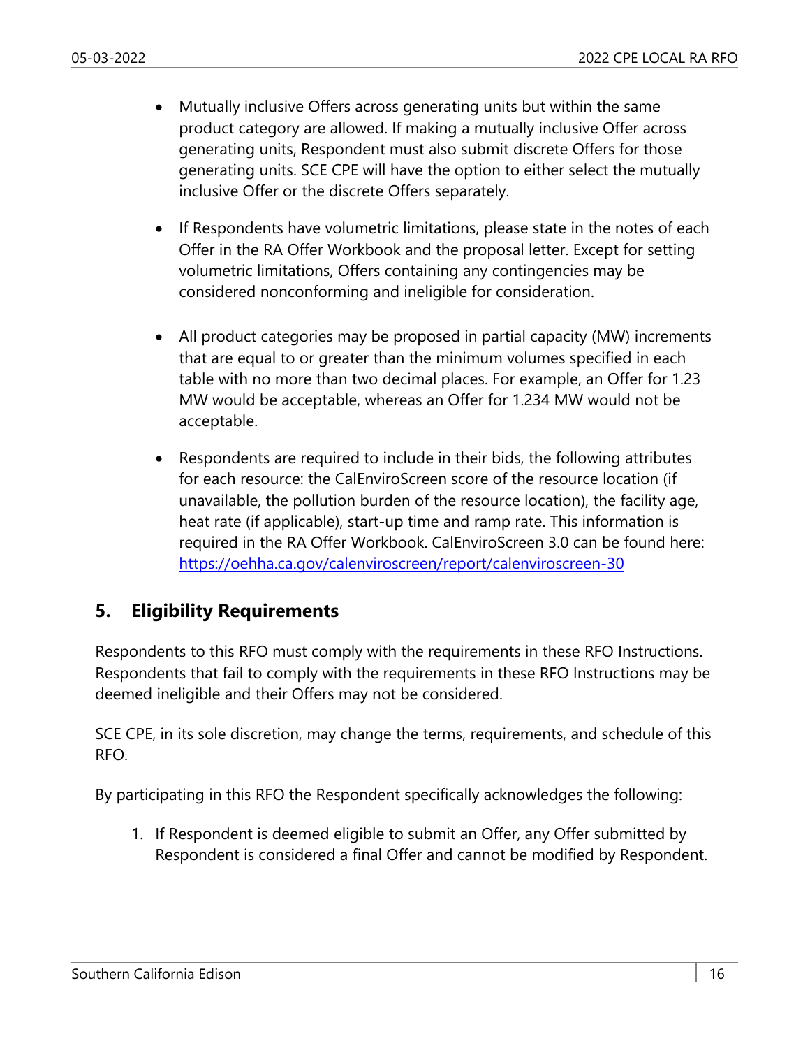- Mutually inclusive Offers across generating units but within the same product category are allowed. If making a mutually inclusive Offer across generating units, Respondent must also submit discrete Offers for those generating units. SCE CPE will have the option to either select the mutually inclusive Offer or the discrete Offers separately.

- If Respondents have volumetric limitations, please state in the notes of each Offer in the RA Offer Workbook and the proposal letter. Except for setting volumetric limitations, Offers containing any contingencies may be considered nonconforming and ineligible for consideration.

- All product categories may be proposed in partial capacity (MW) increments that are equal to or greater than the minimum volumes specified in each table with no more than two decimal places. For example, an Offer for 1.23 MW would be acceptable, whereas an Offer for 1.234 MW would not be acceptable.

- Respondents are required to include in their bids, the following attributes for each resource: the CalEnviroScreen score of the resource location (if unavailable, the pollution burden of the resource location), the facility age, heat rate (if applicable), start-up time and ramp rate. This information is required in the RA Offer Workbook. CalEnviroScreen 3.0 can be found here: https://oehha.ca.gov/calenviroscreen/report/calenviroscreen-30

## 5. Eligibility Requirements

Respondents to this RFO must comply with the requirements in these RFO Instructions. Respondents that fail to comply with the requirements in these RFO Instructions may be deemed ineligible and their Offers may not be considered.

SCE CPE, in its sole discretion, may change the terms, requirements, and schedule of this RFO.

By participating in this RFO the Respondent specifically acknowledges the following:

1. If Respondent is deemed eligible to submit an Offer, any Offer submitted by Respondent is considered a final Offer and cannot be modified by Respondent.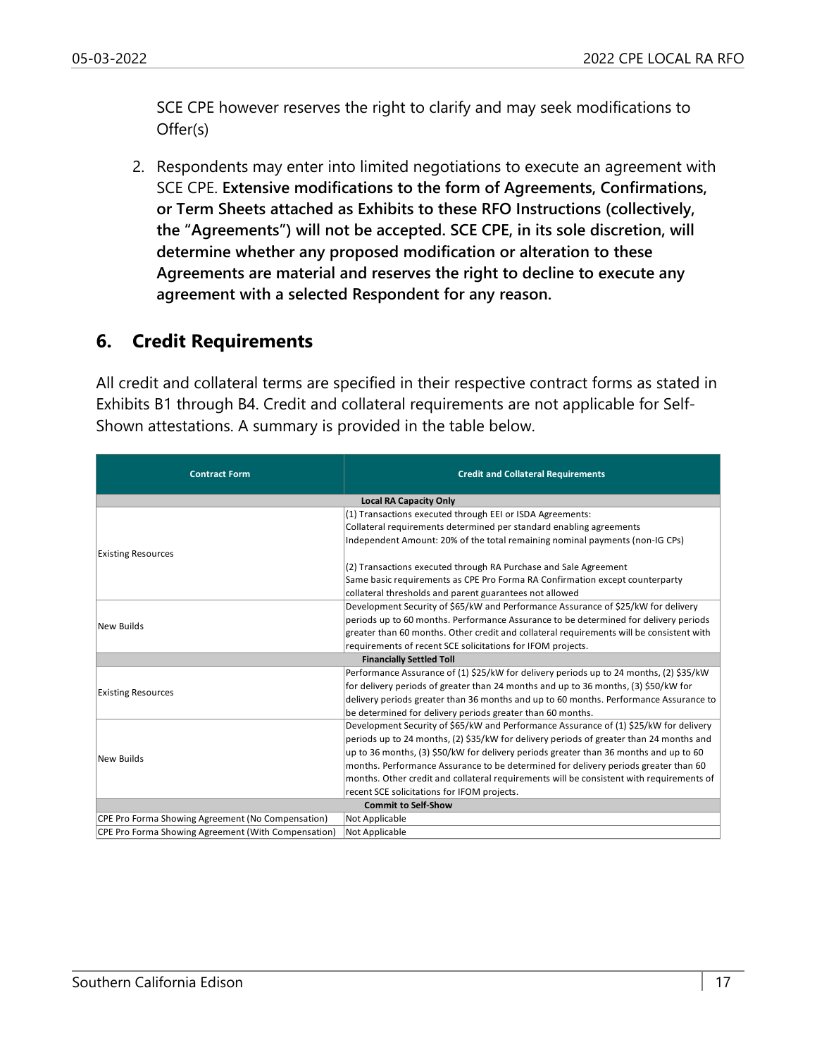SCE CPE however reserves the right to clarify and may seek modifications to Offer(s)

2. Respondents may enter into limited negotiations to execute an agreement with SCE CPE. **Extensive modifications to the form of Agreements, Confirmations, or Term Sheets attached as Exhibits to these RFO Instructions (collectively, the "Agreements") will not be accepted. SCE CPE, in its sole discretion, will determine whether any proposed modification or alteration to these Agreements are material and reserves the right to decline to execute any agreement with a selected Respondent for any reason.**

## 6. Credit Requirements

All credit and collateral terms are specified in their respective contract forms as stated in Exhibits B1 through B4. Credit and collateral requirements are not applicable for Self-Shown attestations. A summary is provided in the table below.

| Contract Form | Credit and Collateral Requirements |
|---|---|
| **Local RA Capacity Only** | |
| Existing Resources | (1) Transactions executed through EEI or ISDA Agreements:<br>Collateral requirements determined per standard enabling agreements<br>Independent Amount: 20% of the total remaining nominal payments (non-IG CPs)<br><br>(2) Transactions executed through RA Purchase and Sale Agreement<br>Same basic requirements as CPE Pro Forma RA Confirmation except counterparty collateral thresholds and parent guarantees not allowed |
| New Builds | Development Security of $65/kW and Performance Assurance of $25/kW for delivery periods up to 60 months. Performance Assurance to be determined for delivery periods greater than 60 months. Other credit and collateral requirements will be consistent with requirements of recent SCE solicitations for IFOM projects. |
| **Financially Settled Toll** | |
| Existing Resources | Performance Assurance of (1) $25/kW for delivery periods up to 24 months, (2) $35/kW for delivery periods of greater than 24 months and up to 36 months, (3) $50/kW for delivery periods greater than 36 months and up to 60 months. Performance Assurance to be determined for delivery periods greater than 60 months. |
| New Builds | Development Security of $65/kW and Performance Assurance of (1) $25/kW for delivery periods up to 24 months, (2) $35/kW for delivery periods of greater than 24 months and up to 36 months, (3) $50/kW for delivery periods greater than 36 months and up to 60 months. Performance Assurance to be determined for delivery periods greater than 60 months. Other credit and collateral requirements will be consistent with requirements of recent SCE solicitations for IFOM projects. |
| **Commit to Self-Show** | |
| CPE Pro Forma Showing Agreement (No Compensation) | Not Applicable |
| CPE Pro Forma Showing Agreement (With Compensation) | Not Applicable |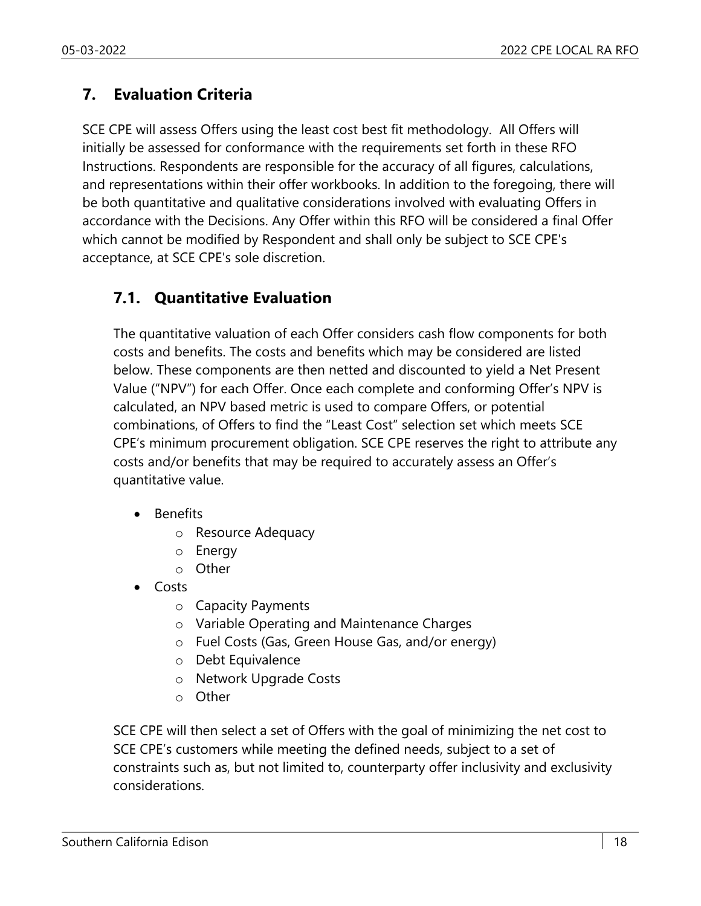## 7. Evaluation Criteria

SCE CPE will assess Offers using the least cost best fit methodology. All Offers will initially be assessed for conformance with the requirements set forth in these RFO Instructions. Respondents are responsible for the accuracy of all figures, calculations, and representations within their offer workbooks. In addition to the foregoing, there will be both quantitative and qualitative considerations involved with evaluating Offers in accordance with the Decisions. Any Offer within this RFO will be considered a final Offer which cannot be modified by Respondent and shall only be subject to SCE CPE's acceptance, at SCE CPE's sole discretion.

### 7.1. Quantitative Evaluation

The quantitative valuation of each Offer considers cash flow components for both costs and benefits. The costs and benefits which may be considered are listed below. These components are then netted and discounted to yield a Net Present Value ("NPV") for each Offer. Once each complete and conforming Offer's NPV is calculated, an NPV based metric is used to compare Offers, or potential combinations, of Offers to find the "Least Cost" selection set which meets SCE CPE's minimum procurement obligation. SCE CPE reserves the right to attribute any costs and/or benefits that may be required to accurately assess an Offer's quantitative value.

- Benefits
  - Resource Adequacy
  - Energy
  - Other
- Costs
  - Capacity Payments
  - Variable Operating and Maintenance Charges
  - Fuel Costs (Gas, Green House Gas, and/or energy)
  - Debt Equivalence
  - Network Upgrade Costs
  - Other

SCE CPE will then select a set of Offers with the goal of minimizing the net cost to SCE CPE's customers while meeting the defined needs, subject to a set of constraints such as, but not limited to, counterparty offer inclusivity and exclusivity considerations.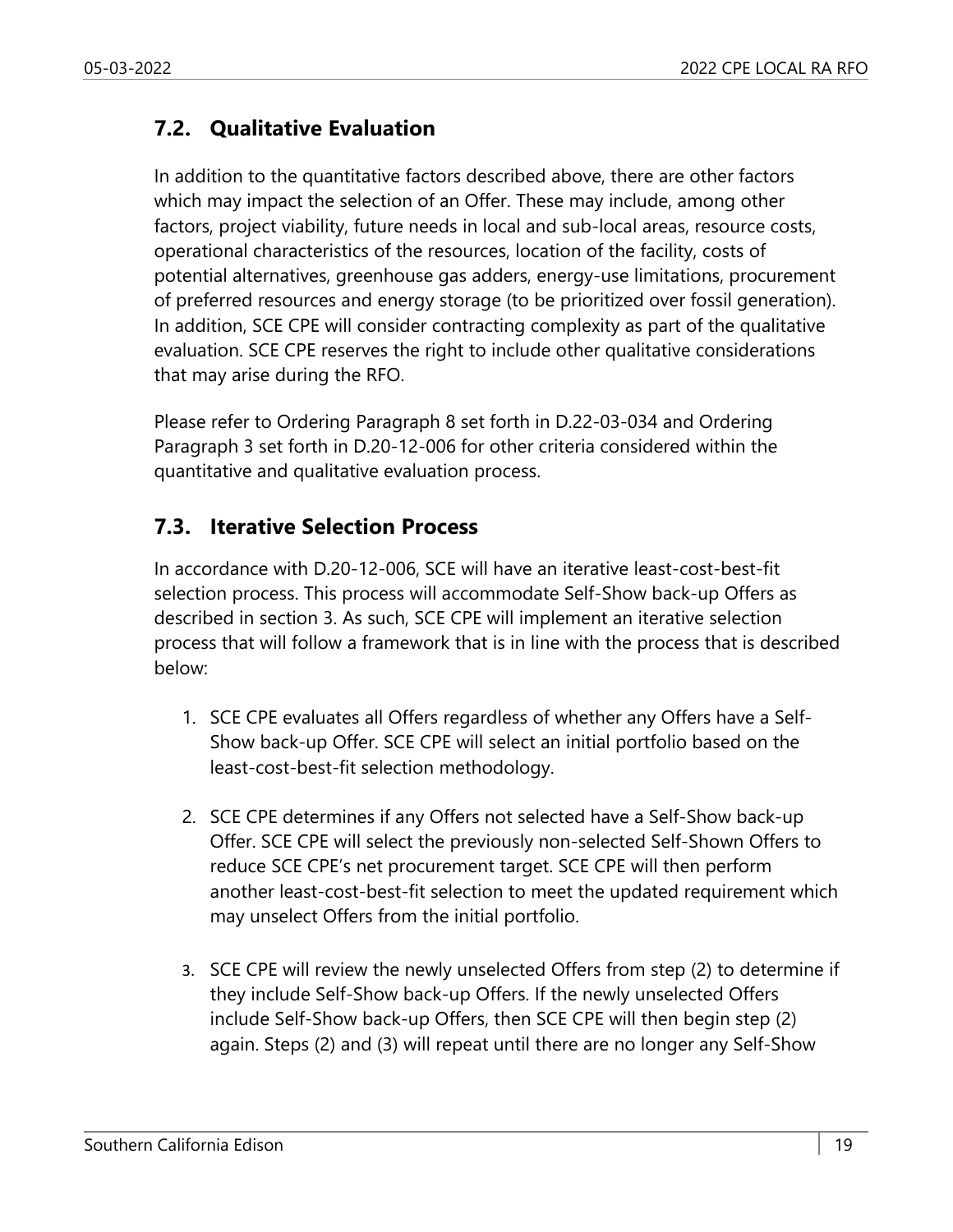## 7.2. Qualitative Evaluation

In addition to the quantitative factors described above, there are other factors which may impact the selection of an Offer. These may include, among other factors, project viability, future needs in local and sub-local areas, resource costs, operational characteristics of the resources, location of the facility, costs of potential alternatives, greenhouse gas adders, energy-use limitations, procurement of preferred resources and energy storage (to be prioritized over fossil generation). In addition, SCE CPE will consider contracting complexity as part of the qualitative evaluation. SCE CPE reserves the right to include other qualitative considerations that may arise during the RFO.

Please refer to Ordering Paragraph 8 set forth in D.22-03-034 and Ordering Paragraph 3 set forth in D.20-12-006 for other criteria considered within the quantitative and qualitative evaluation process.

## 7.3. Iterative Selection Process

In accordance with D.20-12-006, SCE will have an iterative least-cost-best-fit selection process. This process will accommodate Self-Show back-up Offers as described in section 3. As such, SCE CPE will implement an iterative selection process that will follow a framework that is in line with the process that is described below:

1. SCE CPE evaluates all Offers regardless of whether any Offers have a Self-Show back-up Offer. SCE CPE will select an initial portfolio based on the least-cost-best-fit selection methodology.

2. SCE CPE determines if any Offers not selected have a Self-Show back-up Offer. SCE CPE will select the previously non-selected Self-Shown Offers to reduce SCE CPE's net procurement target. SCE CPE will then perform another least-cost-best-fit selection to meet the updated requirement which may unselect Offers from the initial portfolio.

3. SCE CPE will review the newly unselected Offers from step (2) to determine if they include Self-Show back-up Offers. If the newly unselected Offers include Self-Show back-up Offers, then SCE CPE will then begin step (2) again. Steps (2) and (3) will repeat until there are no longer any Self-Show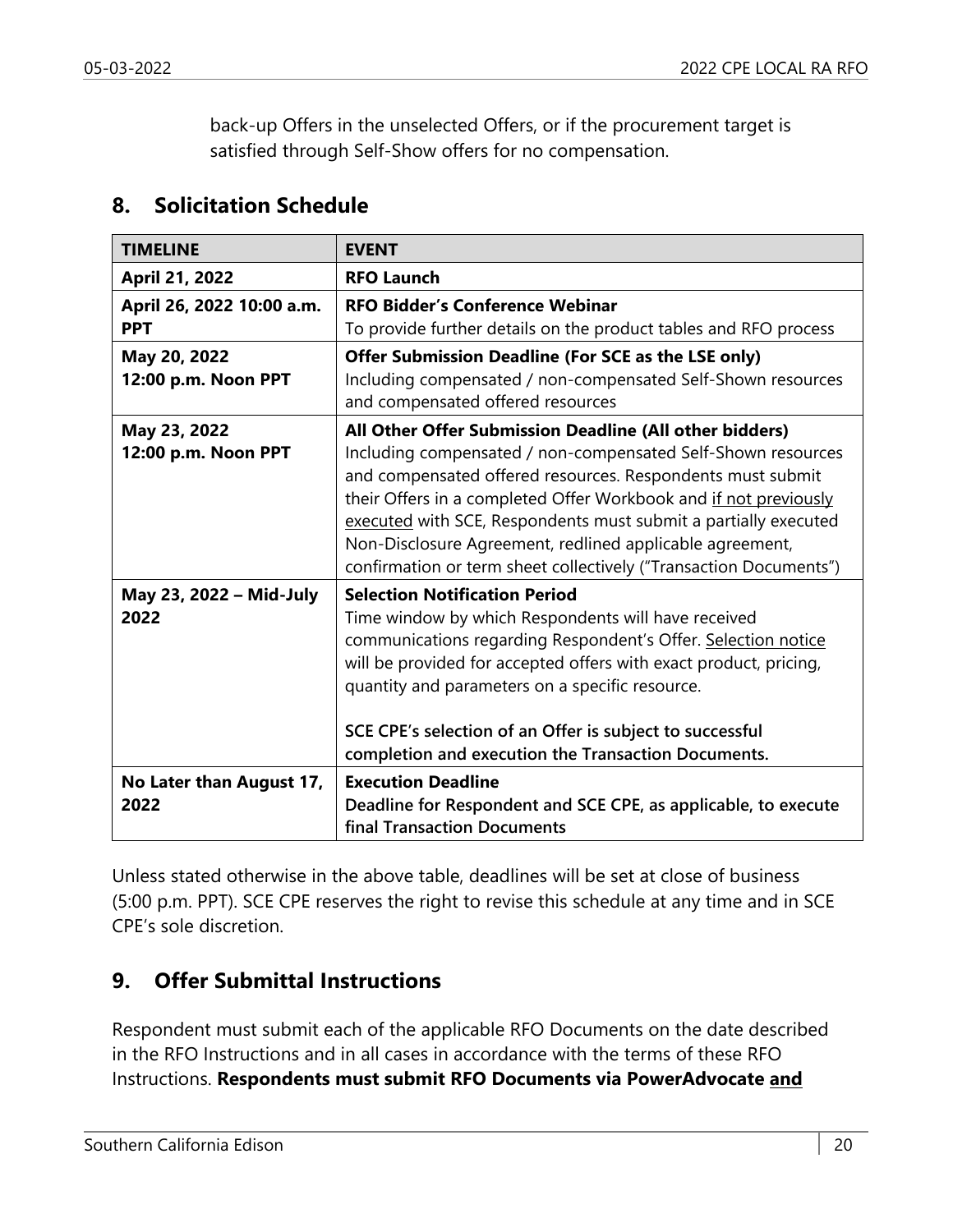back-up Offers in the unselected Offers, or if the procurement target is satisfied through Self-Show offers for no compensation.

## 8. Solicitation Schedule

| TIMELINE | EVENT |
|---|---|
| **April 21, 2022** | **RFO Launch** |
| **April 26, 2022 10:00 a.m. PPT** | **RFO Bidder's Conference Webinar**<br>To provide further details on the product tables and RFO process |
| **May 20, 2022<br>12:00 p.m. Noon PPT** | **Offer Submission Deadline (For SCE as the LSE only)**<br>Including compensated / non-compensated Self-Shown resources and compensated offered resources |
| **May 23, 2022<br>12:00 p.m. Noon PPT** | **All Other Offer Submission Deadline (All other bidders)**<br>Including compensated / non-compensated Self-Shown resources and compensated offered resources. Respondents must submit their Offers in a completed Offer Workbook and <u>if not previously executed</u> with SCE, Respondents must submit a partially executed Non-Disclosure Agreement, redlined applicable agreement, confirmation or term sheet collectively ("Transaction Documents") |
| **May 23, 2022 – Mid-July 2022** | **Selection Notification Period**<br>Time window by which Respondents will have received communications regarding Respondent's Offer. <u>Selection notice</u> will be provided for accepted offers with exact product, pricing, quantity and parameters on a specific resource.<br><br>**SCE CPE's selection of an Offer is subject to successful completion and execution the Transaction Documents.** |
| **No Later than August 17, 2022** | **Execution Deadline**<br>**Deadline for Respondent and SCE CPE, as applicable, to execute final Transaction Documents** |

Unless stated otherwise in the above table, deadlines will be set at close of business (5:00 p.m. PPT). SCE CPE reserves the right to revise this schedule at any time and in SCE CPE's sole discretion.

## 9. Offer Submittal Instructions

Respondent must submit each of the applicable RFO Documents on the date described in the RFO Instructions and in all cases in accordance with the terms of these RFO Instructions. **Respondents must submit RFO Documents via PowerAdvocate <u>and</u>**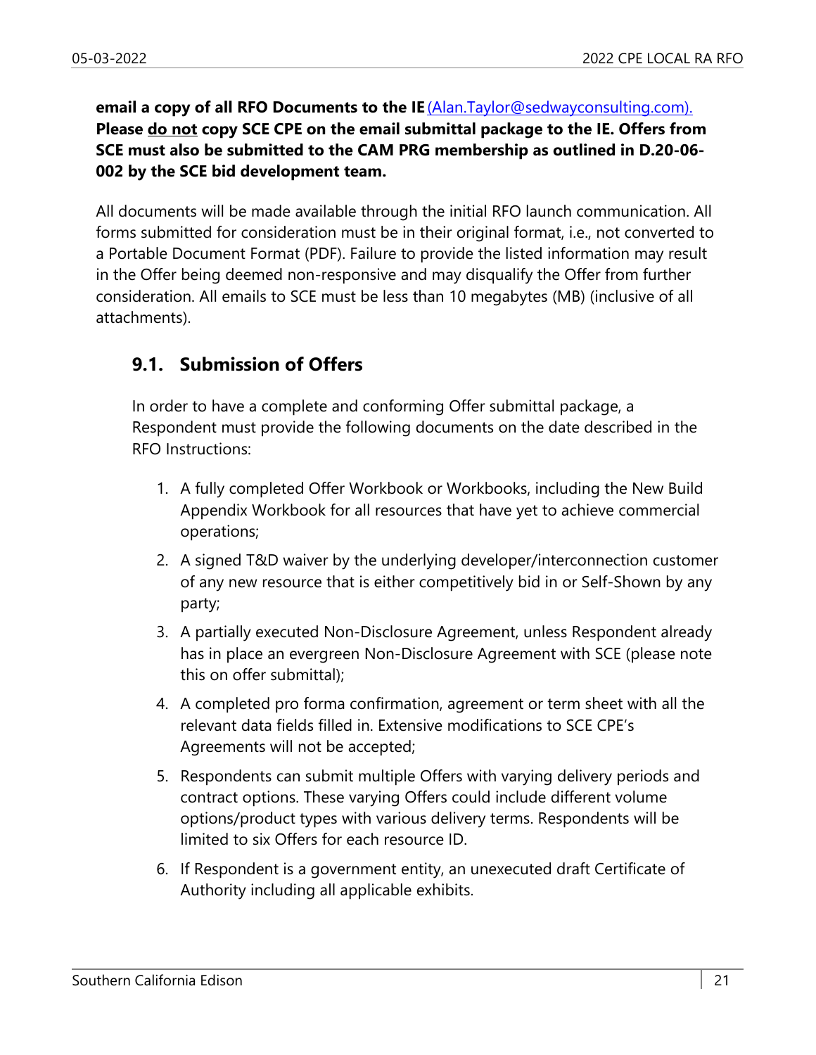**email a copy of all RFO Documents to the IE** (Alan.Taylor@sedwayconsulting.com). **Please do not copy SCE CPE on the email submittal package to the IE. Offers from SCE must also be submitted to the CAM PRG membership as outlined in D.20-06-002 by the SCE bid development team.**

All documents will be made available through the initial RFO launch communication. All forms submitted for consideration must be in their original format, i.e., not converted to a Portable Document Format (PDF). Failure to provide the listed information may result in the Offer being deemed non-responsive and may disqualify the Offer from further consideration. All emails to SCE must be less than 10 megabytes (MB) (inclusive of all attachments).

## 9.1. Submission of Offers

In order to have a complete and conforming Offer submittal package, a Respondent must provide the following documents on the date described in the RFO Instructions:

1. A fully completed Offer Workbook or Workbooks, including the New Build Appendix Workbook for all resources that have yet to achieve commercial operations;
2. A signed T&D waiver by the underlying developer/interconnection customer of any new resource that is either competitively bid in or Self-Shown by any party;
3. A partially executed Non-Disclosure Agreement, unless Respondent already has in place an evergreen Non-Disclosure Agreement with SCE (please note this on offer submittal);
4. A completed pro forma confirmation, agreement or term sheet with all the relevant data fields filled in. Extensive modifications to SCE CPE's Agreements will not be accepted;
5. Respondents can submit multiple Offers with varying delivery periods and contract options. These varying Offers could include different volume options/product types with various delivery terms. Respondents will be limited to six Offers for each resource ID.
6. If Respondent is a government entity, an unexecuted draft Certificate of Authority including all applicable exhibits.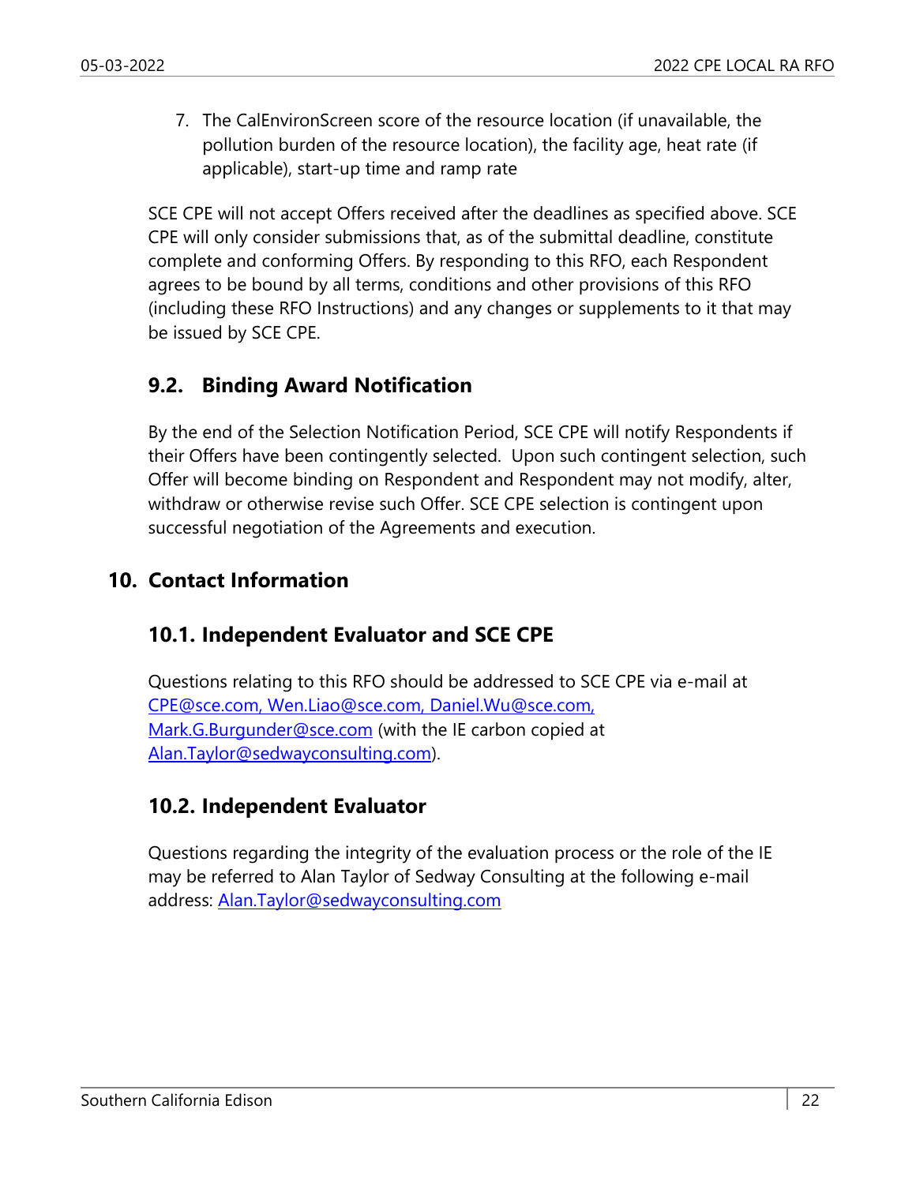7. The CalEnvironScreen score of the resource location (if unavailable, the pollution burden of the resource location), the facility age, heat rate (if applicable), start-up time and ramp rate

SCE CPE will not accept Offers received after the deadlines as specified above. SCE CPE will only consider submissions that, as of the submittal deadline, constitute complete and conforming Offers. By responding to this RFO, each Respondent agrees to be bound by all terms, conditions and other provisions of this RFO (including these RFO Instructions) and any changes or supplements to it that may be issued by SCE CPE.

## 9.2. Binding Award Notification

By the end of the Selection Notification Period, SCE CPE will notify Respondents if their Offers have been contingently selected. Upon such contingent selection, such Offer will become binding on Respondent and Respondent may not modify, alter, withdraw or otherwise revise such Offer. SCE CPE selection is contingent upon successful negotiation of the Agreements and execution.

# 10. Contact Information

## 10.1. Independent Evaluator and SCE CPE

Questions relating to this RFO should be addressed to SCE CPE via e-mail at CPE@sce.com, Wen.Liao@sce.com, Daniel.Wu@sce.com, Mark.G.Burgunder@sce.com (with the IE carbon copied at Alan.Taylor@sedwayconsulting.com).

## 10.2. Independent Evaluator

Questions regarding the integrity of the evaluation process or the role of the IE may be referred to Alan Taylor of Sedway Consulting at the following e-mail address: Alan.Taylor@sedwayconsulting.com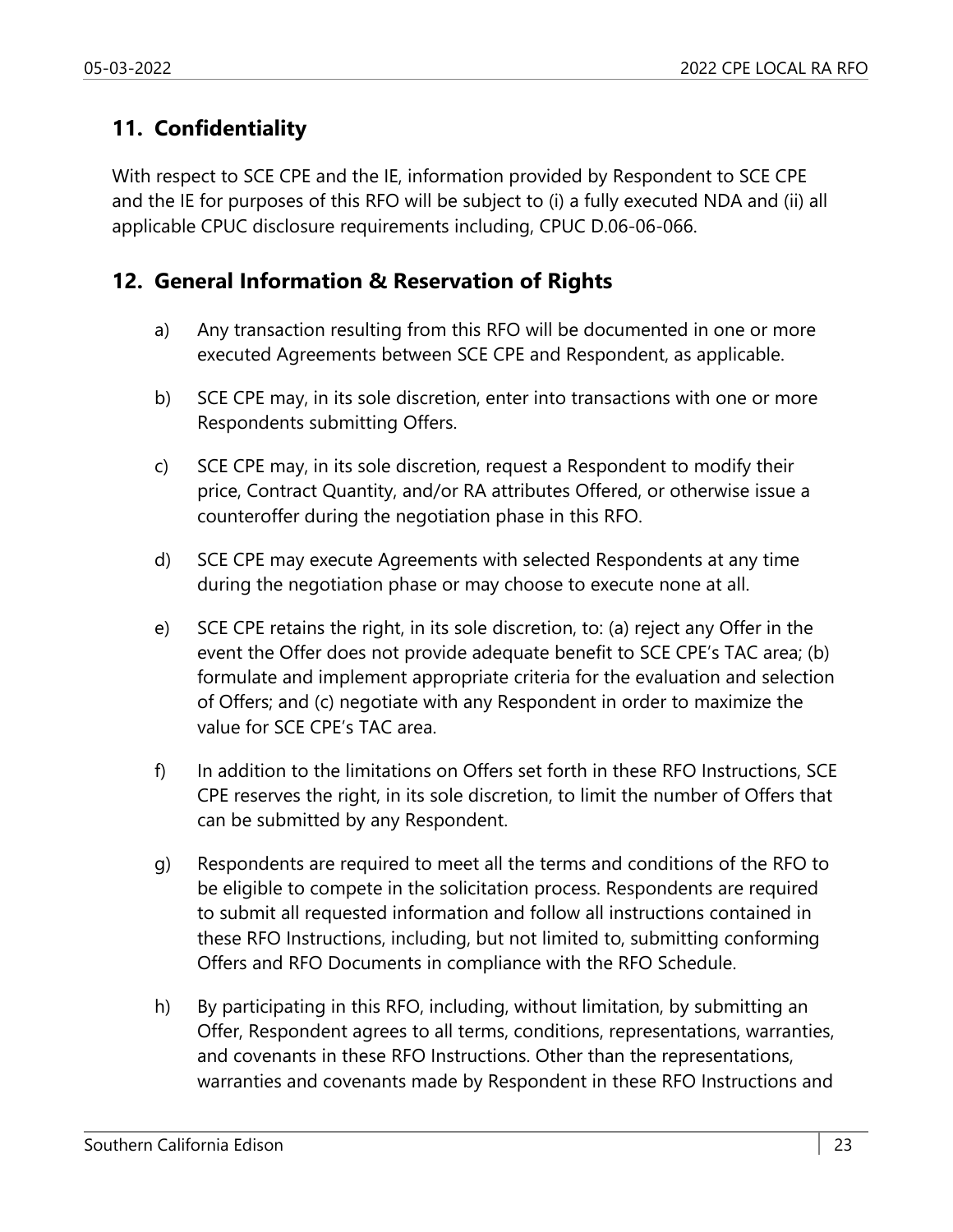## 11. Confidentiality

With respect to SCE CPE and the IE, information provided by Respondent to SCE CPE and the IE for purposes of this RFO will be subject to (i) a fully executed NDA and (ii) all applicable CPUC disclosure requirements including, CPUC D.06-06-066.

## 12. General Information & Reservation of Rights

a) Any transaction resulting from this RFO will be documented in one or more executed Agreements between SCE CPE and Respondent, as applicable.

b) SCE CPE may, in its sole discretion, enter into transactions with one or more Respondents submitting Offers.

c) SCE CPE may, in its sole discretion, request a Respondent to modify their price, Contract Quantity, and/or RA attributes Offered, or otherwise issue a counteroffer during the negotiation phase in this RFO.

d) SCE CPE may execute Agreements with selected Respondents at any time during the negotiation phase or may choose to execute none at all.

e) SCE CPE retains the right, in its sole discretion, to: (a) reject any Offer in the event the Offer does not provide adequate benefit to SCE CPE's TAC area; (b) formulate and implement appropriate criteria for the evaluation and selection of Offers; and (c) negotiate with any Respondent in order to maximize the value for SCE CPE's TAC area.

f) In addition to the limitations on Offers set forth in these RFO Instructions, SCE CPE reserves the right, in its sole discretion, to limit the number of Offers that can be submitted by any Respondent.

g) Respondents are required to meet all the terms and conditions of the RFO to be eligible to compete in the solicitation process. Respondents are required to submit all requested information and follow all instructions contained in these RFO Instructions, including, but not limited to, submitting conforming Offers and RFO Documents in compliance with the RFO Schedule.

h) By participating in this RFO, including, without limitation, by submitting an Offer, Respondent agrees to all terms, conditions, representations, warranties, and covenants in these RFO Instructions. Other than the representations, warranties and covenants made by Respondent in these RFO Instructions and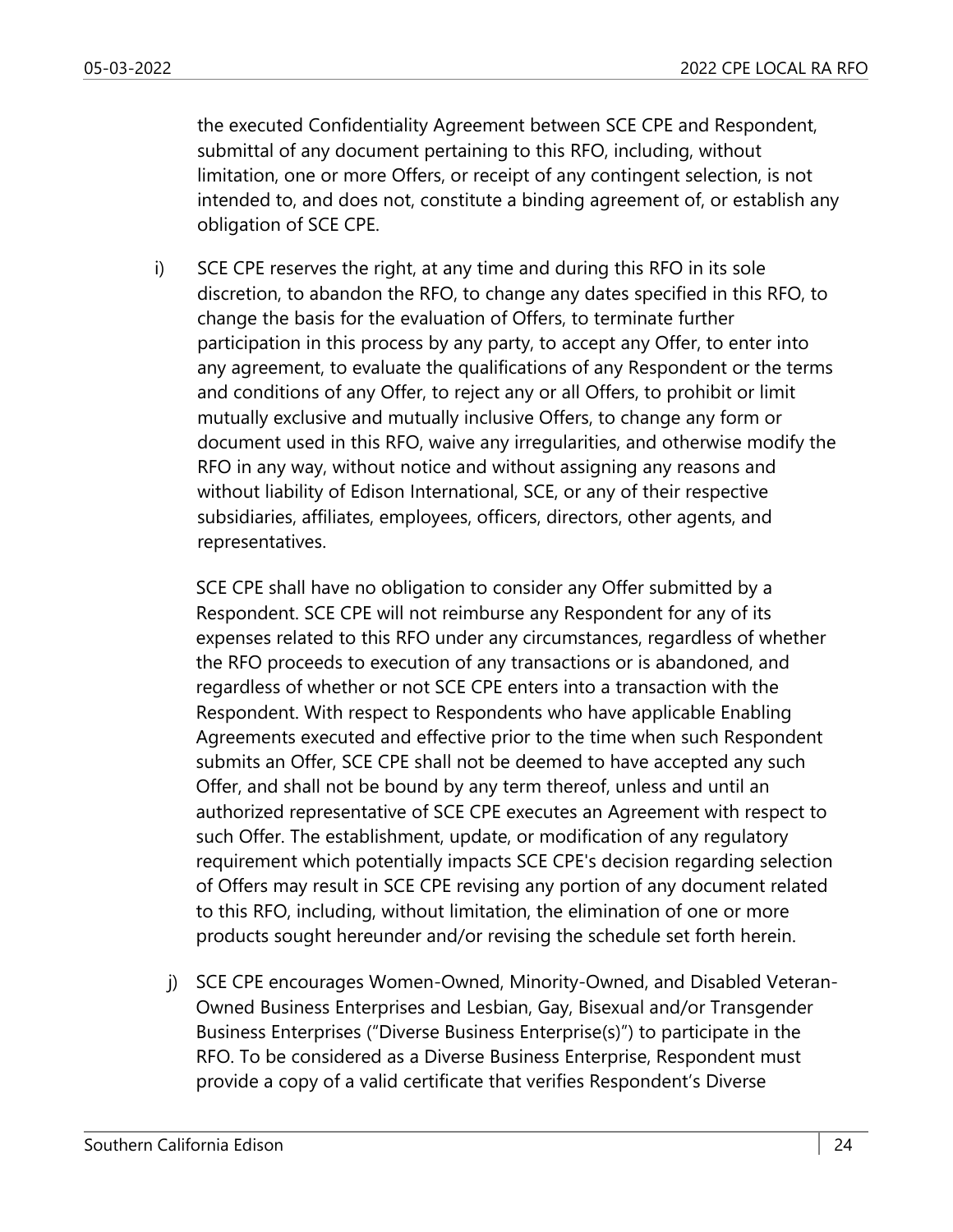the executed Confidentiality Agreement between SCE CPE and Respondent, submittal of any document pertaining to this RFO, including, without limitation, one or more Offers, or receipt of any contingent selection, is not intended to, and does not, constitute a binding agreement of, or establish any obligation of SCE CPE.

i) SCE CPE reserves the right, at any time and during this RFO in its sole discretion, to abandon the RFO, to change any dates specified in this RFO, to change the basis for the evaluation of Offers, to terminate further participation in this process by any party, to accept any Offer, to enter into any agreement, to evaluate the qualifications of any Respondent or the terms and conditions of any Offer, to reject any or all Offers, to prohibit or limit mutually exclusive and mutually inclusive Offers, to change any form or document used in this RFO, waive any irregularities, and otherwise modify the RFO in any way, without notice and without assigning any reasons and without liability of Edison International, SCE, or any of their respective subsidiaries, affiliates, employees, officers, directors, other agents, and representatives.

   SCE CPE shall have no obligation to consider any Offer submitted by a Respondent. SCE CPE will not reimburse any Respondent for any of its expenses related to this RFO under any circumstances, regardless of whether the RFO proceeds to execution of any transactions or is abandoned, and regardless of whether or not SCE CPE enters into a transaction with the Respondent. With respect to Respondents who have applicable Enabling Agreements executed and effective prior to the time when such Respondent submits an Offer, SCE CPE shall not be deemed to have accepted any such Offer, and shall not be bound by any term thereof, unless and until an authorized representative of SCE CPE executes an Agreement with respect to such Offer. The establishment, update, or modification of any regulatory requirement which potentially impacts SCE CPE's decision regarding selection of Offers may result in SCE CPE revising any portion of any document related to this RFO, including, without limitation, the elimination of one or more products sought hereunder and/or revising the schedule set forth herein.

j) SCE CPE encourages Women-Owned, Minority-Owned, and Disabled Veteran-Owned Business Enterprises and Lesbian, Gay, Bisexual and/or Transgender Business Enterprises ("Diverse Business Enterprise(s)") to participate in the RFO. To be considered as a Diverse Business Enterprise, Respondent must provide a copy of a valid certificate that verifies Respondent's Diverse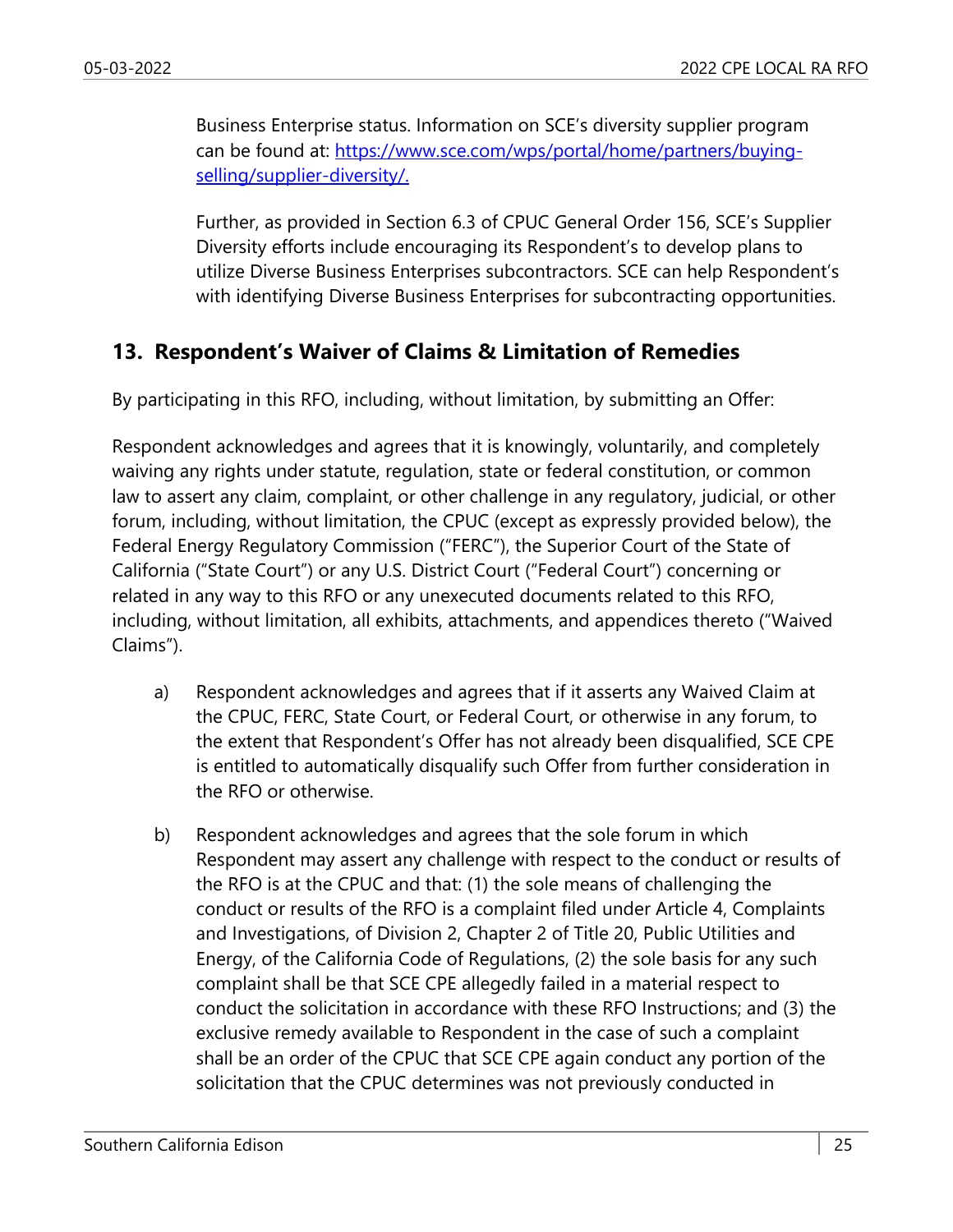Business Enterprise status. Information on SCE's diversity supplier program can be found at: [https://www.sce.com/wps/portal/home/partners/buying-selling/supplier-diversity/.](https://www.sce.com/wps/portal/home/partners/buying-selling/supplier-diversity/)

Further, as provided in Section 6.3 of CPUC General Order 156, SCE's Supplier Diversity efforts include encouraging its Respondent's to develop plans to utilize Diverse Business Enterprises subcontractors. SCE can help Respondent's with identifying Diverse Business Enterprises for subcontracting opportunities.

## 13. Respondent's Waiver of Claims & Limitation of Remedies

By participating in this RFO, including, without limitation, by submitting an Offer:

Respondent acknowledges and agrees that it is knowingly, voluntarily, and completely waiving any rights under statute, regulation, state or federal constitution, or common law to assert any claim, complaint, or other challenge in any regulatory, judicial, or other forum, including, without limitation, the CPUC (except as expressly provided below), the Federal Energy Regulatory Commission ("FERC"), the Superior Court of the State of California ("State Court") or any U.S. District Court ("Federal Court") concerning or related in any way to this RFO or any unexecuted documents related to this RFO, including, without limitation, all exhibits, attachments, and appendices thereto ("Waived Claims").

a) Respondent acknowledges and agrees that if it asserts any Waived Claim at the CPUC, FERC, State Court, or Federal Court, or otherwise in any forum, to the extent that Respondent's Offer has not already been disqualified, SCE CPE is entitled to automatically disqualify such Offer from further consideration in the RFO or otherwise.

b) Respondent acknowledges and agrees that the sole forum in which Respondent may assert any challenge with respect to the conduct or results of the RFO is at the CPUC and that: (1) the sole means of challenging the conduct or results of the RFO is a complaint filed under Article 4, Complaints and Investigations, of Division 2, Chapter 2 of Title 20, Public Utilities and Energy, of the California Code of Regulations, (2) the sole basis for any such complaint shall be that SCE CPE allegedly failed in a material respect to conduct the solicitation in accordance with these RFO Instructions; and (3) the exclusive remedy available to Respondent in the case of such a complaint shall be an order of the CPUC that SCE CPE again conduct any portion of the solicitation that the CPUC determines was not previously conducted in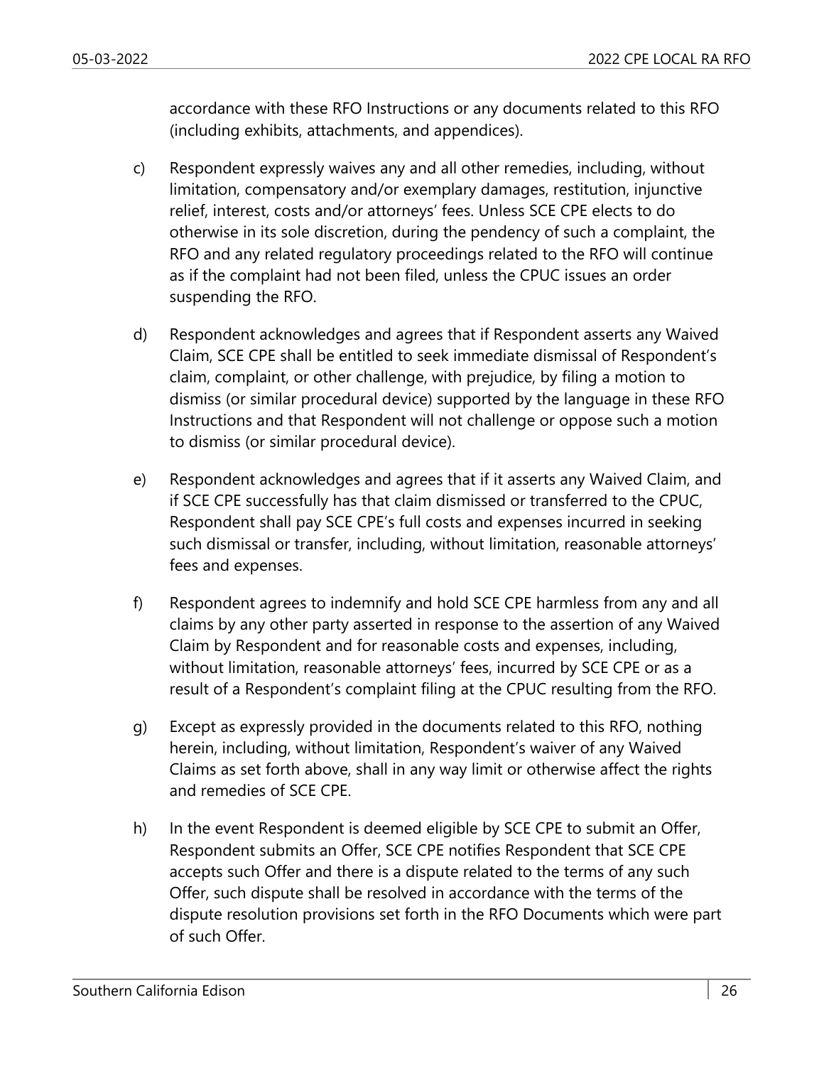accordance with these RFO Instructions or any documents related to this RFO (including exhibits, attachments, and appendices).

c) Respondent expressly waives any and all other remedies, including, without limitation, compensatory and/or exemplary damages, restitution, injunctive relief, interest, costs and/or attorneys' fees. Unless SCE CPE elects to do otherwise in its sole discretion, during the pendency of such a complaint, the RFO and any related regulatory proceedings related to the RFO will continue as if the complaint had not been filed, unless the CPUC issues an order suspending the RFO.

d) Respondent acknowledges and agrees that if Respondent asserts any Waived Claim, SCE CPE shall be entitled to seek immediate dismissal of Respondent's claim, complaint, or other challenge, with prejudice, by filing a motion to dismiss (or similar procedural device) supported by the language in these RFO Instructions and that Respondent will not challenge or oppose such a motion to dismiss (or similar procedural device).

e) Respondent acknowledges and agrees that if it asserts any Waived Claim, and if SCE CPE successfully has that claim dismissed or transferred to the CPUC, Respondent shall pay SCE CPE's full costs and expenses incurred in seeking such dismissal or transfer, including, without limitation, reasonable attorneys' fees and expenses.

f) Respondent agrees to indemnify and hold SCE CPE harmless from any and all claims by any other party asserted in response to the assertion of any Waived Claim by Respondent and for reasonable costs and expenses, including, without limitation, reasonable attorneys' fees, incurred by SCE CPE or as a result of a Respondent's complaint filing at the CPUC resulting from the RFO.

g) Except as expressly provided in the documents related to this RFO, nothing herein, including, without limitation, Respondent's waiver of any Waived Claims as set forth above, shall in any way limit or otherwise affect the rights and remedies of SCE CPE.

h) In the event Respondent is deemed eligible by SCE CPE to submit an Offer, Respondent submits an Offer, SCE CPE notifies Respondent that SCE CPE accepts such Offer and there is a dispute related to the terms of any such Offer, such dispute shall be resolved in accordance with the terms of the dispute resolution provisions set forth in the RFO Documents which were part of such Offer.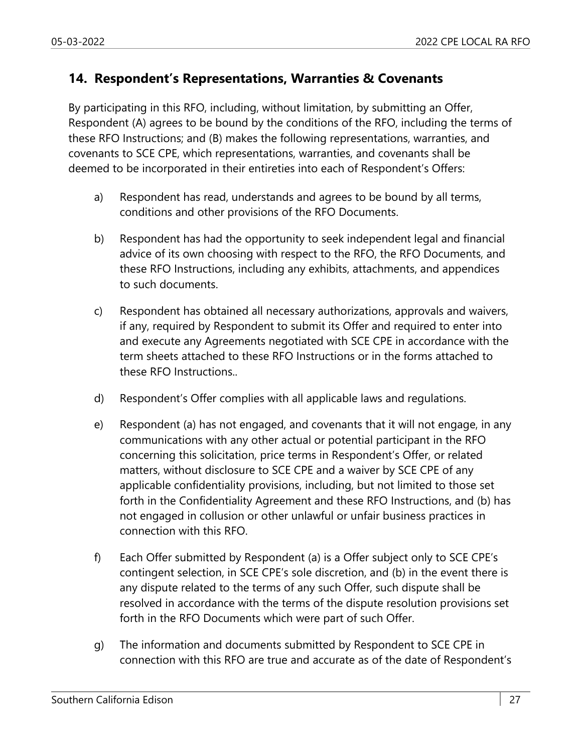## 14. Respondent's Representations, Warranties & Covenants

By participating in this RFO, including, without limitation, by submitting an Offer, Respondent (A) agrees to be bound by the conditions of the RFO, including the terms of these RFO Instructions; and (B) makes the following representations, warranties, and covenants to SCE CPE, which representations, warranties, and covenants shall be deemed to be incorporated in their entireties into each of Respondent's Offers:

a) Respondent has read, understands and agrees to be bound by all terms, conditions and other provisions of the RFO Documents.

b) Respondent has had the opportunity to seek independent legal and financial advice of its own choosing with respect to the RFO, the RFO Documents, and these RFO Instructions, including any exhibits, attachments, and appendices to such documents.

c) Respondent has obtained all necessary authorizations, approvals and waivers, if any, required by Respondent to submit its Offer and required to enter into and execute any Agreements negotiated with SCE CPE in accordance with the term sheets attached to these RFO Instructions or in the forms attached to these RFO Instructions..

d) Respondent's Offer complies with all applicable laws and regulations.

e) Respondent (a) has not engaged, and covenants that it will not engage, in any communications with any other actual or potential participant in the RFO concerning this solicitation, price terms in Respondent's Offer, or related matters, without disclosure to SCE CPE and a waiver by SCE CPE of any applicable confidentiality provisions, including, but not limited to those set forth in the Confidentiality Agreement and these RFO Instructions, and (b) has not engaged in collusion or other unlawful or unfair business practices in connection with this RFO.

f) Each Offer submitted by Respondent (a) is a Offer subject only to SCE CPE's contingent selection, in SCE CPE's sole discretion, and (b) in the event there is any dispute related to the terms of any such Offer, such dispute shall be resolved in accordance with the terms of the dispute resolution provisions set forth in the RFO Documents which were part of such Offer.

g) The information and documents submitted by Respondent to SCE CPE in connection with this RFO are true and accurate as of the date of Respondent's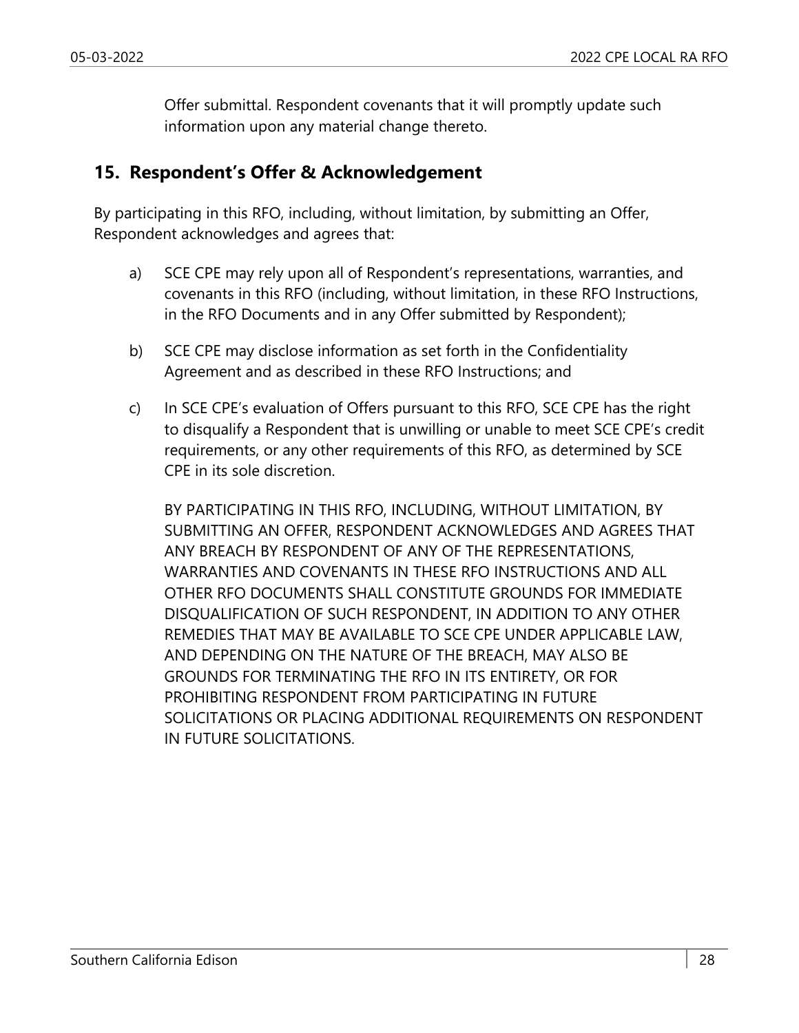Offer submittal. Respondent covenants that it will promptly update such information upon any material change thereto.

## 15. Respondent's Offer & Acknowledgement

By participating in this RFO, including, without limitation, by submitting an Offer, Respondent acknowledges and agrees that:

a) SCE CPE may rely upon all of Respondent's representations, warranties, and covenants in this RFO (including, without limitation, in these RFO Instructions, in the RFO Documents and in any Offer submitted by Respondent);

b) SCE CPE may disclose information as set forth in the Confidentiality Agreement and as described in these RFO Instructions; and

c) In SCE CPE's evaluation of Offers pursuant to this RFO, SCE CPE has the right to disqualify a Respondent that is unwilling or unable to meet SCE CPE's credit requirements, or any other requirements of this RFO, as determined by SCE CPE in its sole discretion.

BY PARTICIPATING IN THIS RFO, INCLUDING, WITHOUT LIMITATION, BY SUBMITTING AN OFFER, RESPONDENT ACKNOWLEDGES AND AGREES THAT ANY BREACH BY RESPONDENT OF ANY OF THE REPRESENTATIONS, WARRANTIES AND COVENANTS IN THESE RFO INSTRUCTIONS AND ALL OTHER RFO DOCUMENTS SHALL CONSTITUTE GROUNDS FOR IMMEDIATE DISQUALIFICATION OF SUCH RESPONDENT, IN ADDITION TO ANY OTHER REMEDIES THAT MAY BE AVAILABLE TO SCE CPE UNDER APPLICABLE LAW, AND DEPENDING ON THE NATURE OF THE BREACH, MAY ALSO BE GROUNDS FOR TERMINATING THE RFO IN ITS ENTIRETY, OR FOR PROHIBITING RESPONDENT FROM PARTICIPATING IN FUTURE SOLICITATIONS OR PLACING ADDITIONAL REQUIREMENTS ON RESPONDENT IN FUTURE SOLICITATIONS.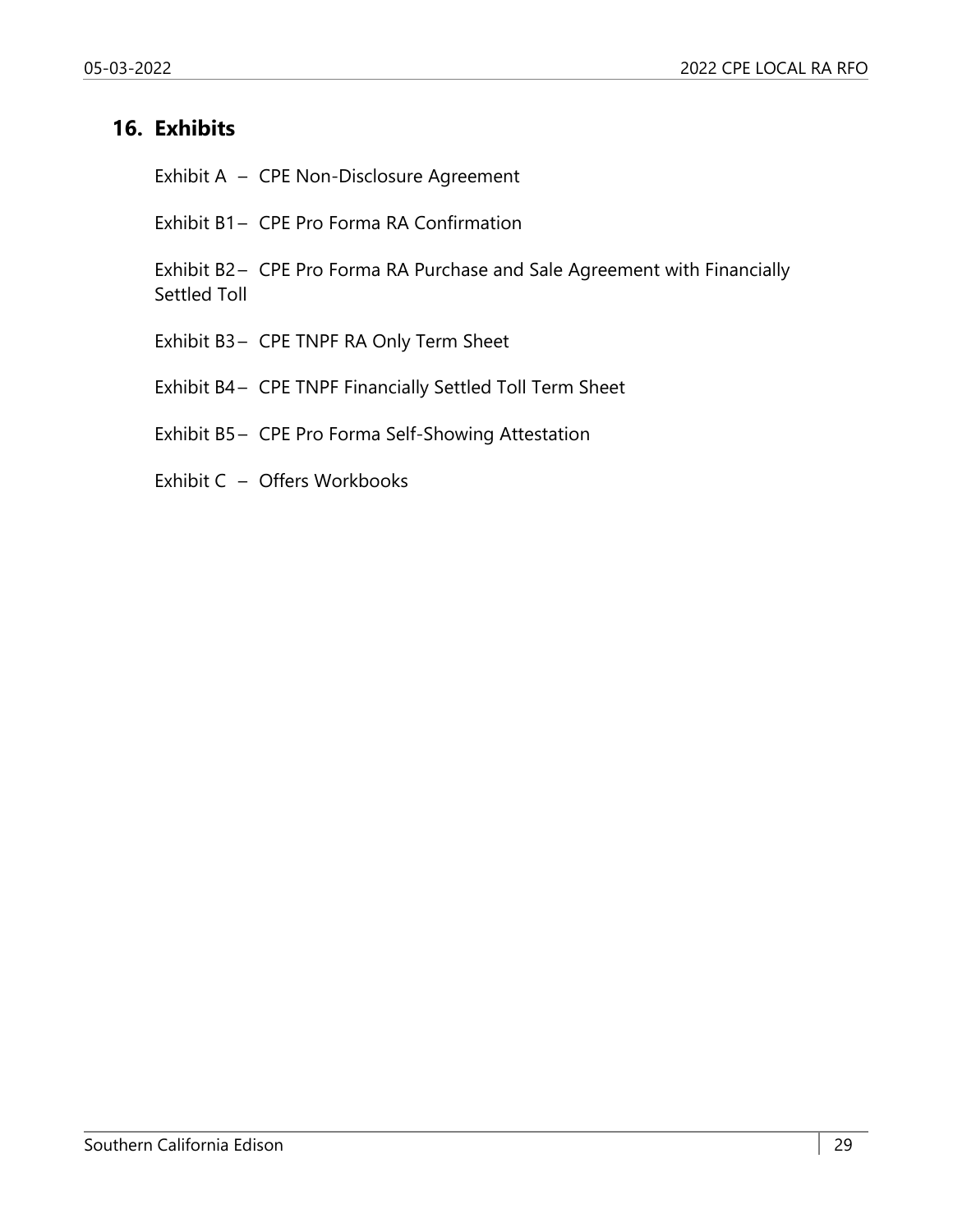## 16. Exhibits

Exhibit A – CPE Non-Disclosure Agreement

Exhibit B1 – CPE Pro Forma RA Confirmation

Exhibit B2 – CPE Pro Forma RA Purchase and Sale Agreement with Financially Settled Toll

Exhibit B3 – CPE TNPF RA Only Term Sheet

Exhibit B4 – CPE TNPF Financially Settled Toll Term Sheet

Exhibit B5 – CPE Pro Forma Self-Showing Attestation

Exhibit C – Offers Workbooks